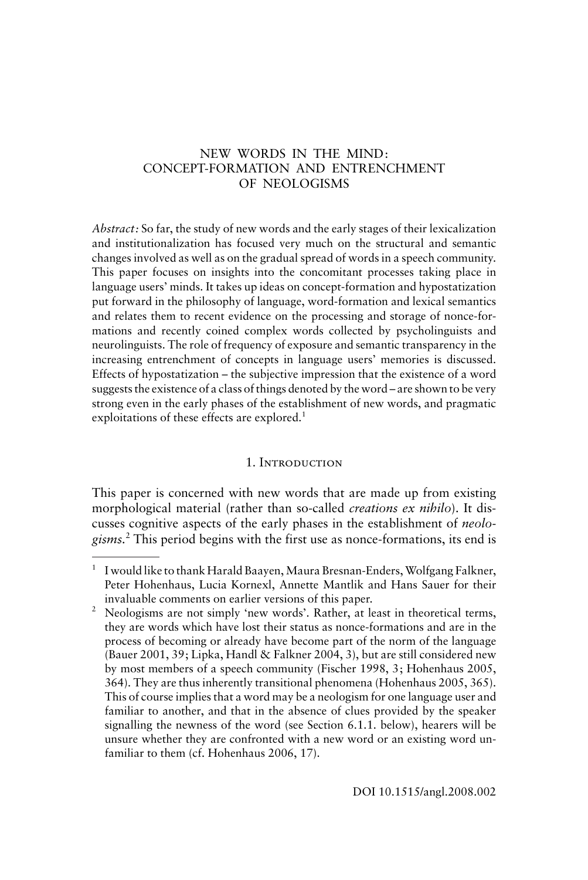# NEW WORDS IN THE MIND: CONCEPT-FORMATION AND ENTRENCHMENT OF NEOLOGISMS

*Abstract:* So far, the study of new words and the early stages of their lexicalization and institutionalization has focused very much on the structural and semantic changes involved as well as on the gradual spread of words in a speech community. This paper focuses on insights into the concomitant processes taking place in language users' minds. It takes up ideas on concept-formation and hypostatization put forward in the philosophy of language, word-formation and lexical semantics and relates them to recent evidence on the processing and storage of nonce-formations and recently coined complex words collected by psycholinguists and neurolinguists. The role of frequency of exposure and semantic transparency in the increasing entrenchment of concepts in language users' memories is discussed. Effects of hypostatization – the subjective impression that the existence of a word suggests the existence of a class of things denoted by the word – are shown to be very strong even in the early phases of the establishment of new words, and pragmatic exploitations of these effects are explored.[1]

## 1. Introduction

This paper is concerned with new words that are made up from existing morphological material (rather than so-called *creations ex nihilo*). It discusses cognitive aspects of the early phases in the establishment of *neologisms*.[2] This period begins with the first use as nonce-formations, its end is

---

[1] I would like to thank Harald Baayen, Maura Bresnan-Enders, Wolfgang Falkner, Peter Hohenhaus, Lucia Kornexl, Annette Mantlik and Hans Sauer for their invaluable comments on earlier versions of this paper.

[2] Neologisms are not simply 'new words'. Rather, at least in theoretical terms, they are words which have lost their status as nonce-formations and are in the process of becoming or already have become part of the norm of the language (Bauer 2001, 39; Lipka, Handl & Falkner 2004, 3), but are still considered new by most members of a speech community (Fischer 1998, 3; Hohenhaus 2005, 364). They are thus inherently transitional phenomena (Hohenhaus 2005, 365). This of course implies that a word may be a neologism for one language user and familiar to another, and that in the absence of clues provided by the speaker signalling the newness of the word (see Section 6.1.1. below), hearers will be unsure whether they are confronted with a new word or an existing word unfamiliar to them (cf. Hohenhaus 2006, 17).

DOI 10.1515/angl.2008.002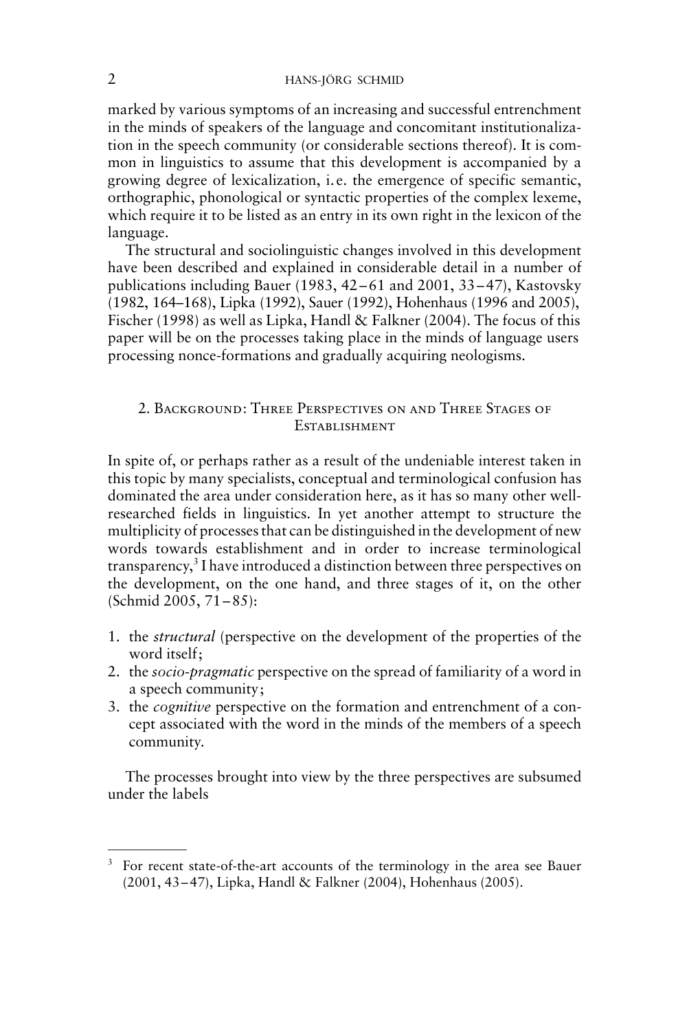marked by various symptoms of an increasing and successful entrenchment in the minds of speakers of the language and concomitant institutionalization in the speech community (or considerable sections thereof). It is common in linguistics to assume that this development is accompanied by a growing degree of lexicalization, i.e. the emergence of specific semantic, orthographic, phonological or syntactic properties of the complex lexeme, which require it to be listed as an entry in its own right in the lexicon of the language.

The structural and sociolinguistic changes involved in this development have been described and explained in considerable detail in a number of publications including Bauer (1983, 42–61 and 2001, 33–47), Kastovsky (1982, 164–168), Lipka (1992), Sauer (1992), Hohenhaus (1996 and 2005), Fischer (1998) as well as Lipka, Handl & Falkner (2004). The focus of this paper will be on the processes taking place in the minds of language users processing nonce-formations and gradually acquiring neologisms.

## 2. Background: Three Perspectives on and Three Stages of Establishment

In spite of, or perhaps rather as a result of the undeniable interest taken in this topic by many specialists, conceptual and terminological confusion has dominated the area under consideration here, as it has so many other well-researched fields in linguistics. In yet another attempt to structure the multiplicity of processes that can be distinguished in the development of new words towards establishment and in order to increase terminological transparency,[3] I have introduced a distinction between three perspectives on the development, on the one hand, and three stages of it, on the other (Schmid 2005, 71–85):

1. the *structural* (perspective on the development of the properties of the word itself;
2. the *socio-pragmatic* perspective on the spread of familiarity of a word in a speech community;
3. the *cognitive* perspective on the formation and entrenchment of a concept associated with the word in the minds of the members of a speech community.

The processes brought into view by the three perspectives are subsumed under the labels

[3] For recent state-of-the-art accounts of the terminology in the area see Bauer (2001, 43–47), Lipka, Handl & Falkner (2004), Hohenhaus (2005).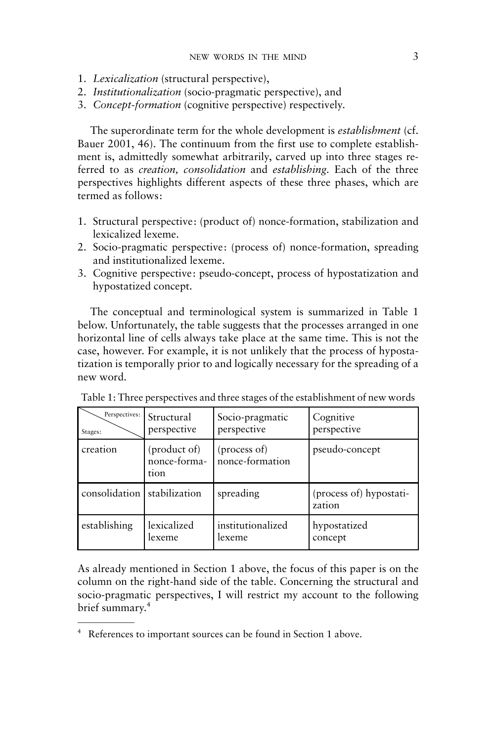1. *Lexicalization* (structural perspective),
2. *Institutionalization* (socio-pragmatic perspective), and
3. *Concept-formation* (cognitive perspective) respectively.

The superordinate term for the whole development is *establishment* (cf. Bauer 2001, 46). The continuum from the first use to complete establishment is, admittedly somewhat arbitrarily, carved up into three stages referred to as *creation, consolidation* and *establishing*. Each of the three perspectives highlights different aspects of these three phases, which are termed as follows:

1. Structural perspective: (product of) nonce-formation, stabilization and lexicalized lexeme.
2. Socio-pragmatic perspective: (process of) nonce-formation, spreading and institutionalized lexeme.
3. Cognitive perspective: pseudo-concept, process of hypostatization and hypostatized concept.

The conceptual and terminological system is summarized in Table 1 below. Unfortunately, the table suggests that the processes arranged in one horizontal line of cells always take place at the same time. This is not the case, however. For example, it is not unlikely that the process of hypostatization is temporally prior to and logically necessary for the spreading of a new word.

Table 1: Three perspectives and three stages of the establishment of new words

| Perspectives: / Stages: | Structural perspective | Socio-pragmatic perspective | Cognitive perspective |
|---|---|---|---|
| creation | (product of) nonce-formation | (process of) nonce-formation | pseudo-concept |
| consolidation | stabilization | spreading | (process of) hypostatization |
| establishing | lexicalized lexeme | institutionalized lexeme | hypostatized concept |

As already mentioned in Section 1 above, the focus of this paper is on the column on the right-hand side of the table. Concerning the structural and socio-pragmatic perspectives, I will restrict my account to the following brief summary.[4]

[4] References to important sources can be found in Section 1 above.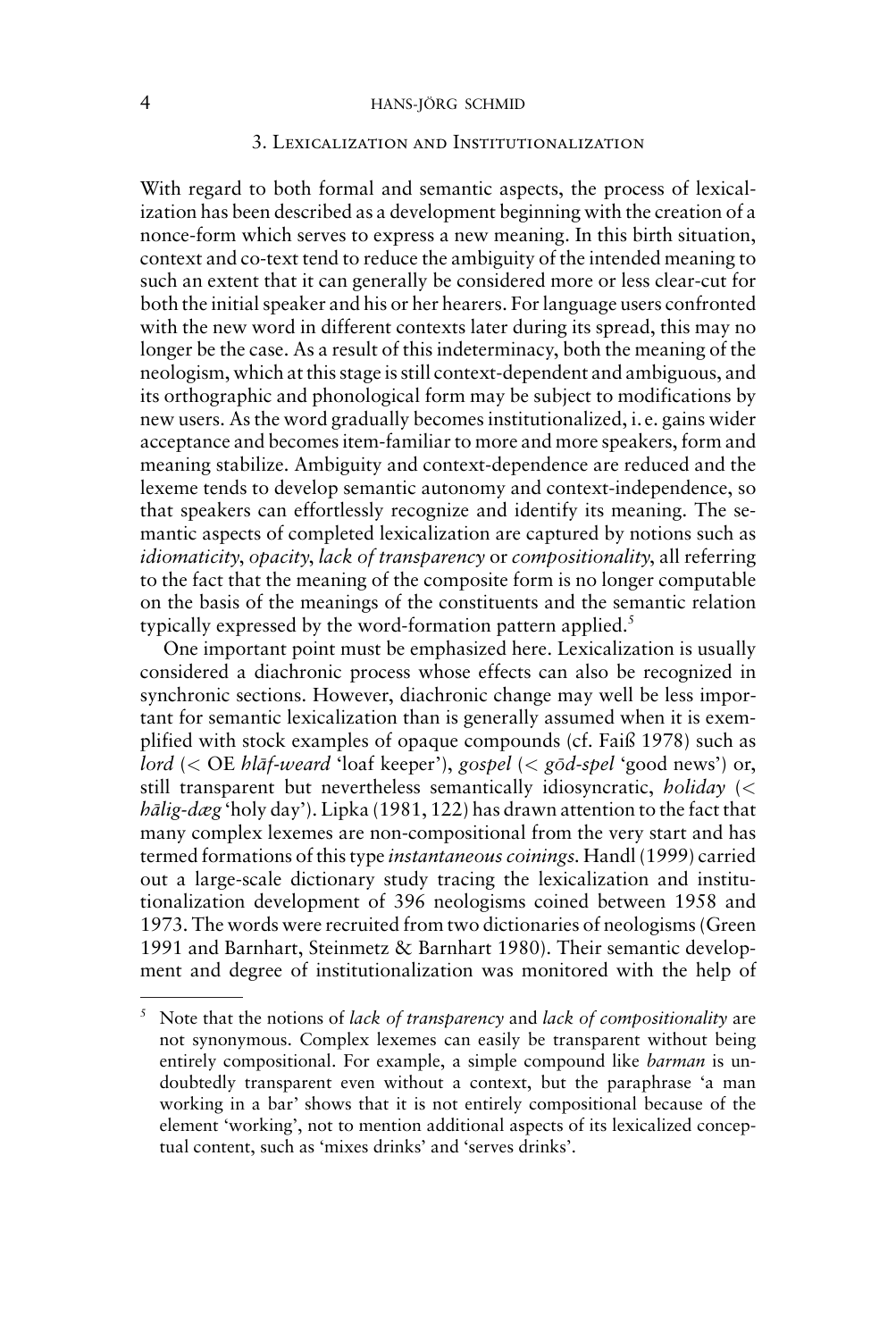## 3. Lexicalization and Institutionalization

With regard to both formal and semantic aspects, the process of lexicalization has been described as a development beginning with the creation of a nonce-form which serves to express a new meaning. In this birth situation, context and co-text tend to reduce the ambiguity of the intended meaning to such an extent that it can generally be considered more or less clear-cut for both the initial speaker and his or her hearers. For language users confronted with the new word in different contexts later during its spread, this may no longer be the case. As a result of this indeterminacy, both the meaning of the neologism, which at this stage is still context-dependent and ambiguous, and its orthographic and phonological form may be subject to modifications by new users. As the word gradually becomes institutionalized, i. e. gains wider acceptance and becomes item-familiar to more and more speakers, form and meaning stabilize. Ambiguity and context-dependence are reduced and the lexeme tends to develop semantic autonomy and context-independence, so that speakers can effortlessly recognize and identify its meaning. The semantic aspects of completed lexicalization are captured by notions such as *idiomaticity*, *opacity*, *lack of transparency* or *compositionality*, all referring to the fact that the meaning of the composite form is no longer computable on the basis of the meanings of the constituents and the semantic relation typically expressed by the word-formation pattern applied.[5]

One important point must be emphasized here. Lexicalization is usually considered a diachronic process whose effects can also be recognized in synchronic sections. However, diachronic change may well be less important for semantic lexicalization than is generally assumed when it is exemplified with stock examples of opaque compounds (cf. Faiß 1978) such as *lord* (< OE *hlāf-weard* 'loaf keeper'), *gospel* (< *gōd-spel* 'good news') or, still transparent but nevertheless semantically idiosyncratic, *holiday* (< *hālig-dæg* 'holy day'). Lipka (1981, 122) has drawn attention to the fact that many complex lexemes are non-compositional from the very start and has termed formations of this type *instantaneous coinings*. Handl (1999) carried out a large-scale dictionary study tracing the lexicalization and institutionalization development of 396 neologisms coined between 1958 and 1973. The words were recruited from two dictionaries of neologisms (Green 1991 and Barnhart, Steinmetz & Barnhart 1980). Their semantic development and degree of institutionalization was monitored with the help of

---

[5] Note that the notions of *lack of transparency* and *lack of compositionality* are not synonymous. Complex lexemes can easily be transparent without being entirely compositional. For example, a simple compound like *barman* is undoubtedly transparent even without a context, but the paraphrase 'a man working in a bar' shows that it is not entirely compositional because of the element 'working', not to mention additional aspects of its lexicalized conceptual content, such as 'mixes drinks' and 'serves drinks'.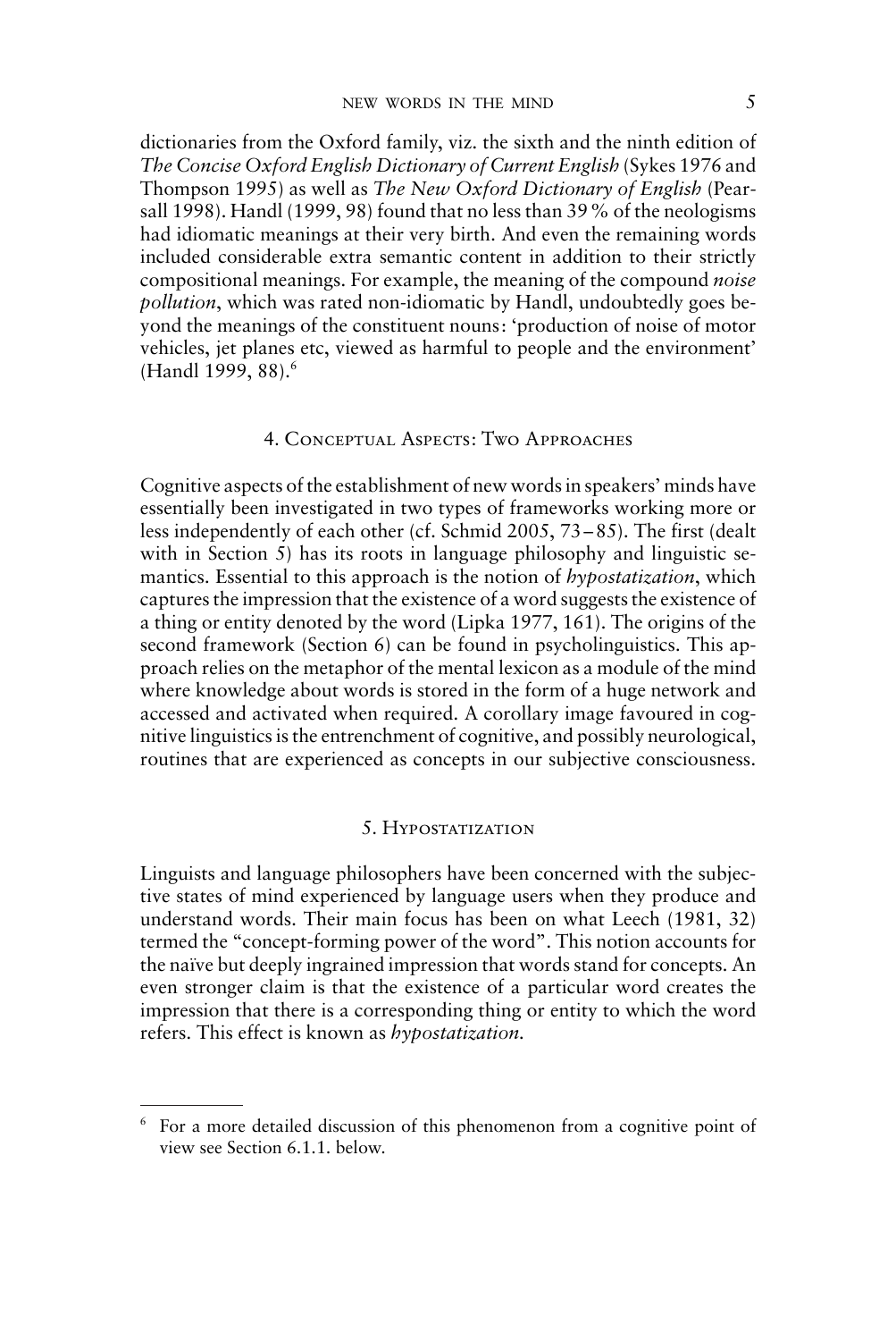dictionaries from the Oxford family, viz. the sixth and the ninth edition of *The Concise Oxford English Dictionary of Current English* (Sykes 1976 and Thompson 1995) as well as *The New Oxford Dictionary of English* (Pearsall 1998). Handl (1999, 98) found that no less than 39 % of the neologisms had idiomatic meanings at their very birth. And even the remaining words included considerable extra semantic content in addition to their strictly compositional meanings. For example, the meaning of the compound *noise pollution*, which was rated non-idiomatic by Handl, undoubtedly goes beyond the meanings of the constituent nouns: 'production of noise of motor vehicles, jet planes etc, viewed as harmful to people and the environment' (Handl 1999, 88).[6]

## 4. Conceptual Aspects: Two Approaches

Cognitive aspects of the establishment of new words in speakers' minds have essentially been investigated in two types of frameworks working more or less independently of each other (cf. Schmid 2005, 73–85). The first (dealt with in Section 5) has its roots in language philosophy and linguistic semantics. Essential to this approach is the notion of *hypostatization*, which captures the impression that the existence of a word suggests the existence of a thing or entity denoted by the word (Lipka 1977, 161). The origins of the second framework (Section 6) can be found in psycholinguistics. This approach relies on the metaphor of the mental lexicon as a module of the mind where knowledge about words is stored in the form of a huge network and accessed and activated when required. A corollary image favoured in cognitive linguistics is the entrenchment of cognitive, and possibly neurological, routines that are experienced as concepts in our subjective consciousness.

## 5. Hypostatization

Linguists and language philosophers have been concerned with the subjective states of mind experienced by language users when they produce and understand words. Their main focus has been on what Leech (1981, 32) termed the "concept-forming power of the word". This notion accounts for the naïve but deeply ingrained impression that words stand for concepts. An even stronger claim is that the existence of a particular word creates the impression that there is a corresponding thing or entity to which the word refers. This effect is known as *hypostatization*.

---

[6] For a more detailed discussion of this phenomenon from a cognitive point of view see Section 6.1.1. below.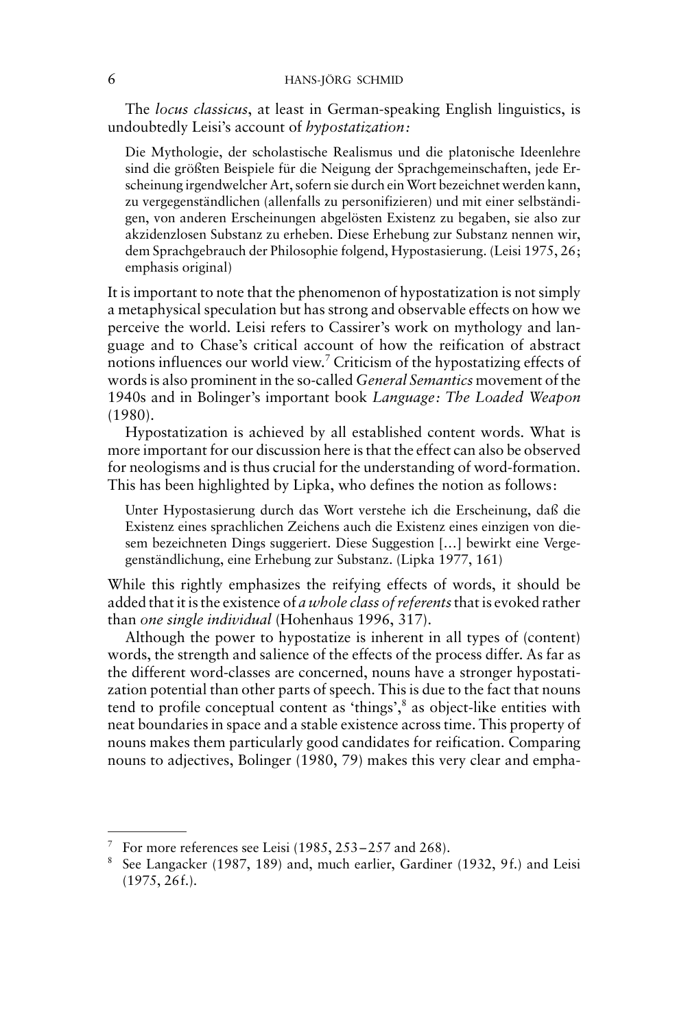The *locus classicus*, at least in German-speaking English linguistics, is undoubtedly Leisi's account of *hypostatization:*

> Die Mythologie, der scholastische Realismus und die platonische Ideenlehre sind die größten Beispiele für die Neigung der Sprachgemeinschaften, jede Erscheinung irgendwelcher Art, sofern sie durch ein Wort bezeichnet werden kann, zu vergegenständlichen (allenfalls zu personifizieren) und mit einer selbständigen, von anderen Erscheinungen abgelösten Existenz zu begaben, sie also zur akzidenzlosen Substanz zu erheben. Diese Erhebung zur Substanz nennen wir, dem Sprachgebrauch der Philosophie folgend, Hypostasierung. (Leisi 1975, 26; emphasis original)

It is important to note that the phenomenon of hypostatization is not simply a metaphysical speculation but has strong and observable effects on how we perceive the world. Leisi refers to Cassirer's work on mythology and language and to Chase's critical account of how the reification of abstract notions influences our world view.[7] Criticism of the hypostatizing effects of words is also prominent in the so-called *General Semantics* movement of the 1940s and in Bolinger's important book *Language: The Loaded Weapon* (1980).

Hypostatization is achieved by all established content words. What is more important for our discussion here is that the effect can also be observed for neologisms and is thus crucial for the understanding of word-formation. This has been highlighted by Lipka, who defines the notion as follows:

> Unter Hypostasierung durch das Wort verstehe ich die Erscheinung, daß die Existenz eines sprachlichen Zeichens auch die Existenz eines einzigen von diesem bezeichneten Dings suggeriert. Diese Suggestion […] bewirkt eine Vergegenständlichung, eine Erhebung zur Substanz. (Lipka 1977, 161)

While this rightly emphasizes the reifying effects of words, it should be added that it is the existence of *a whole class of referents* that is evoked rather than *one single individual* (Hohenhaus 1996, 317).

Although the power to hypostatize is inherent in all types of (content) words, the strength and salience of the effects of the process differ. As far as the different word-classes are concerned, nouns have a stronger hypostatization potential than other parts of speech. This is due to the fact that nouns tend to profile conceptual content as 'things',[8] as object-like entities with neat boundaries in space and a stable existence across time. This property of nouns makes them particularly good candidates for reification. Comparing nouns to adjectives, Bolinger (1980, 79) makes this very clear and empha-

---

[7] For more references see Leisi (1985, 253–257 and 268).

[8] See Langacker (1987, 189) and, much earlier, Gardiner (1932, 9f.) and Leisi (1975, 26f.).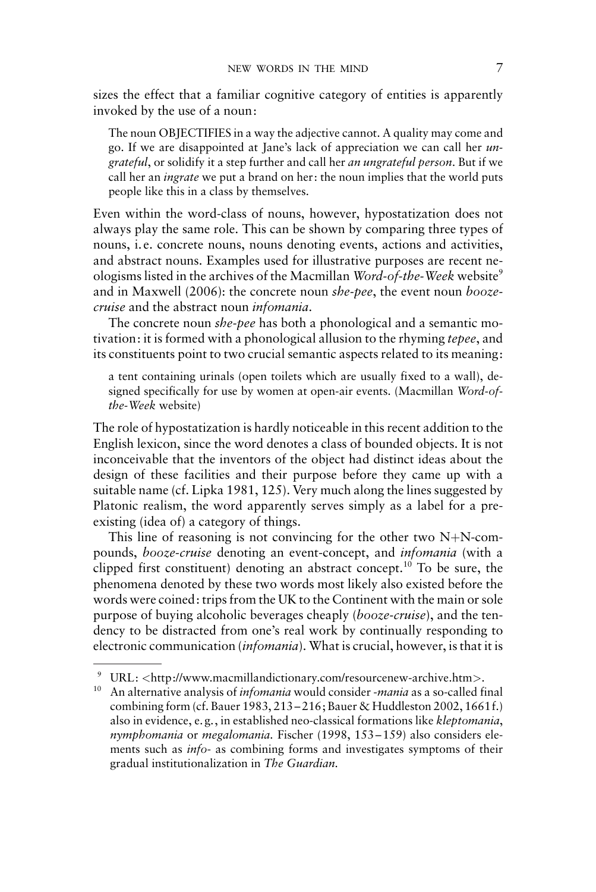sizes the effect that a familiar cognitive category of entities is apparently invoked by the use of a noun:

> The noun OBJECTIFIES in a way the adjective cannot. A quality may come and go. If we are disappointed at Jane's lack of appreciation we can call her *ungrateful*, or solidify it a step further and call her *an ungrateful person*. But if we call her an *ingrate* we put a brand on her: the noun implies that the world puts people like this in a class by themselves.

Even within the word-class of nouns, however, hypostatization does not always play the same role. This can be shown by comparing three types of nouns, i. e. concrete nouns, nouns denoting events, actions and activities, and abstract nouns. Examples used for illustrative purposes are recent neologisms listed in the archives of the Macmillan *Word-of-the-Week* website[9] and in Maxwell (2006): the concrete noun *she-pee*, the event noun *booze-cruise* and the abstract noun *infomania*.

The concrete noun *she-pee* has both a phonological and a semantic motivation: it is formed with a phonological allusion to the rhyming *tepee*, and its constituents point to two crucial semantic aspects related to its meaning:

> a tent containing urinals (open toilets which are usually fixed to a wall), designed specifically for use by women at open-air events. (Macmillan *Word-of-the-Week* website)

The role of hypostatization is hardly noticeable in this recent addition to the English lexicon, since the word denotes a class of bounded objects. It is not inconceivable that the inventors of the object had distinct ideas about the design of these facilities and their purpose before they came up with a suitable name (cf. Lipka 1981, 125). Very much along the lines suggested by Platonic realism, the word apparently serves simply as a label for a pre-existing (idea of) a category of things.

This line of reasoning is not convincing for the other two N+N-compounds, *booze-cruise* denoting an event-concept, and *infomania* (with a clipped first constituent) denoting an abstract concept.[10] To be sure, the phenomena denoted by these two words most likely also existed before the words were coined: trips from the UK to the Continent with the main or sole purpose of buying alcoholic beverages cheaply (*booze-cruise*), and the tendency to be distracted from one's real work by continually responding to electronic communication (*infomania*). What is crucial, however, is that it is

---

[9] URL: <http://www.macmillandictionary.com/resourcenew-archive.htm>.

[10] An alternative analysis of *infomania* would consider *-mania* as a so-called final combining form (cf. Bauer 1983, 213–216; Bauer & Huddleston 2002, 1661 f.) also in evidence, e. g., in established neo-classical formations like *kleptomania*, *nymphomania* or *megalomania*. Fischer (1998, 153–159) also considers elements such as *info-* as combining forms and investigates symptoms of their gradual institutionalization in *The Guardian*.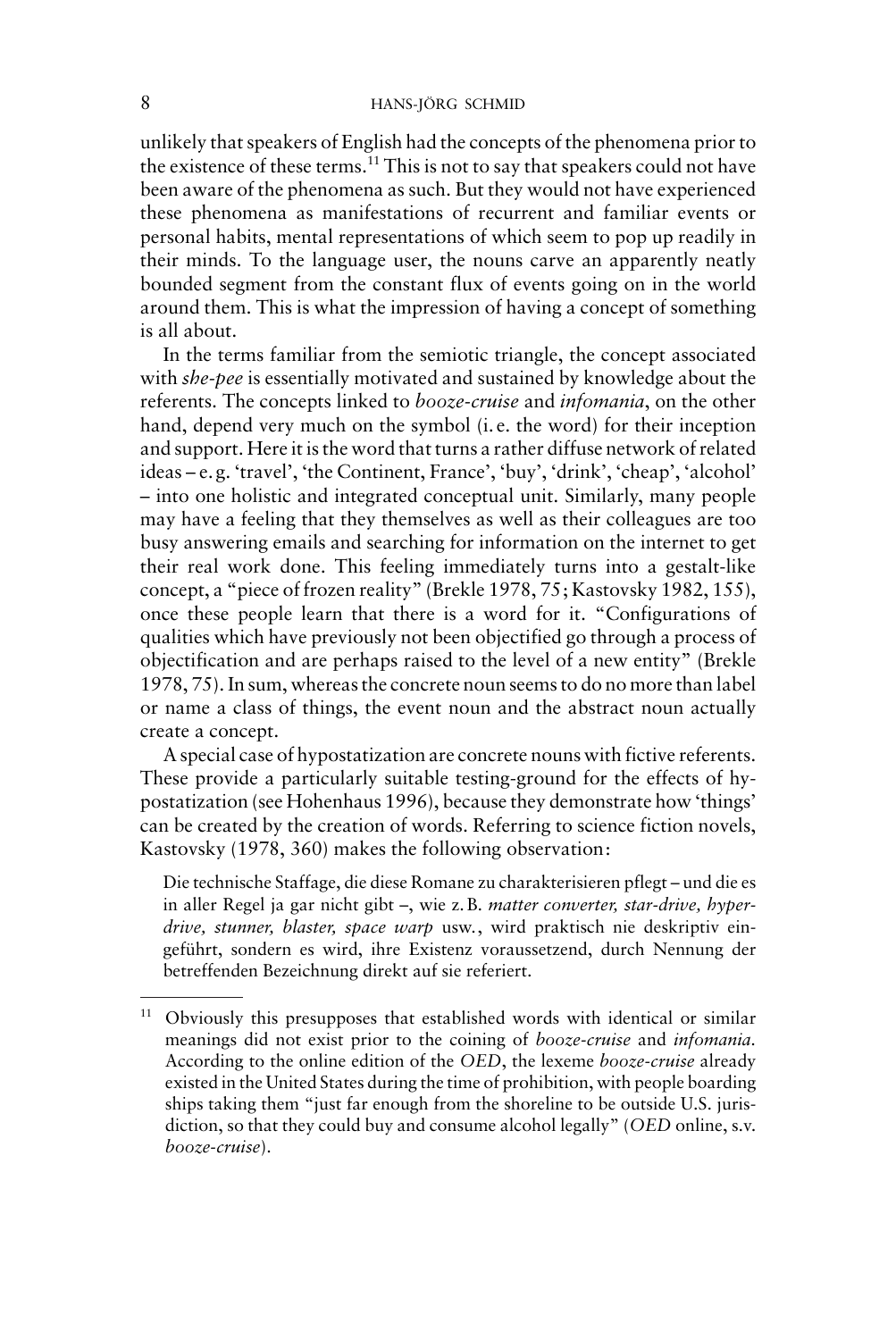unlikely that speakers of English had the concepts of the phenomena prior to the existence of these terms.[11] This is not to say that speakers could not have been aware of the phenomena as such. But they would not have experienced these phenomena as manifestations of recurrent and familiar events or personal habits, mental representations of which seem to pop up readily in their minds. To the language user, the nouns carve an apparently neatly bounded segment from the constant flux of events going on in the world around them. This is what the impression of having a concept of something is all about.

In the terms familiar from the semiotic triangle, the concept associated with *she-pee* is essentially motivated and sustained by knowledge about the referents. The concepts linked to *booze-cruise* and *infomania*, on the other hand, depend very much on the symbol (i. e. the word) for their inception and support. Here it is the word that turns a rather diffuse network of related ideas – e. g. 'travel', 'the Continent, France', 'buy', 'drink', 'cheap', 'alcohol' – into one holistic and integrated conceptual unit. Similarly, many people may have a feeling that they themselves as well as their colleagues are too busy answering emails and searching for information on the internet to get their real work done. This feeling immediately turns into a gestalt-like concept, a "piece of frozen reality" (Brekle 1978, 75; Kastovsky 1982, 155), once these people learn that there is a word for it. "Configurations of qualities which have previously not been objectified go through a process of objectification and are perhaps raised to the level of a new entity" (Brekle 1978, 75). In sum, whereas the concrete noun seems to do no more than label or name a class of things, the event noun and the abstract noun actually create a concept.

A special case of hypostatization are concrete nouns with fictive referents. These provide a particularly suitable testing-ground for the effects of hypostatization (see Hohenhaus 1996), because they demonstrate how 'things' can be created by the creation of words. Referring to science fiction novels, Kastovsky (1978, 360) makes the following observation:

> Die technische Staffage, die diese Romane zu charakterisieren pflegt – und die es in aller Regel ja gar nicht gibt –, wie z. B. *matter converter, star-drive, hyperdrive, stunner, blaster, space warp* usw., wird praktisch nie deskriptiv eingeführt, sondern es wird, ihre Existenz voraussetzend, durch Nennung der betreffenden Bezeichnung direkt auf sie referiert.

---

[11] Obviously this presupposes that established words with identical or similar meanings did not exist prior to the coining of *booze-cruise* and *infomania*. According to the online edition of the *OED*, the lexeme *booze-cruise* already existed in the United States during the time of prohibition, with people boarding ships taking them "just far enough from the shoreline to be outside U.S. jurisdiction, so that they could buy and consume alcohol legally" (*OED* online, s.v. *booze-cruise*).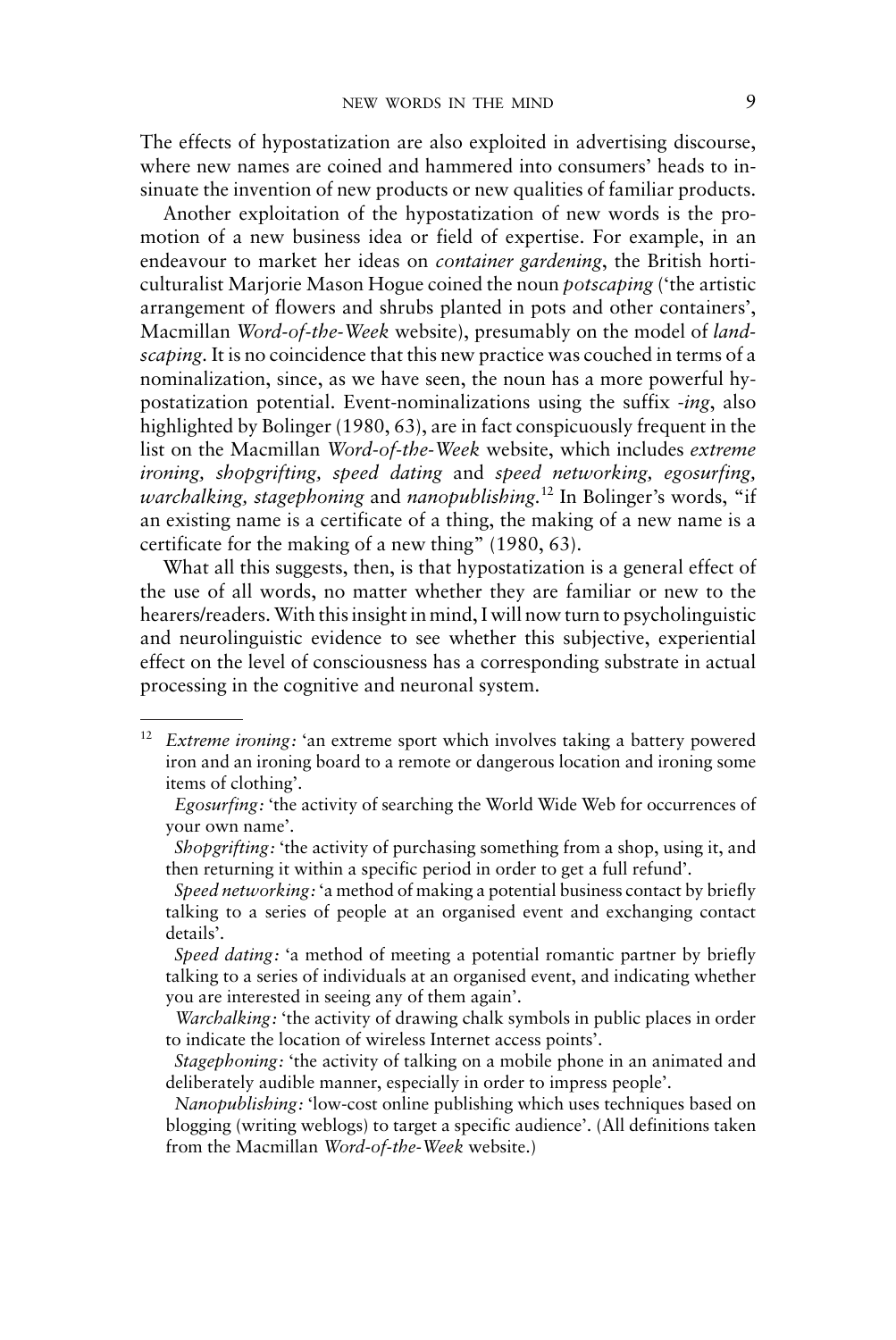The effects of hypostatization are also exploited in advertising discourse, where new names are coined and hammered into consumers' heads to insinuate the invention of new products or new qualities of familiar products.

Another exploitation of the hypostatization of new words is the promotion of a new business idea or field of expertise. For example, in an endeavour to market her ideas on *container gardening*, the British horticulturalist Marjorie Mason Hogue coined the noun *potscaping* ('the artistic arrangement of flowers and shrubs planted in pots and other containers', Macmillan *Word-of-the-Week* website), presumably on the model of *landscaping*. It is no coincidence that this new practice was couched in terms of a nominalization, since, as we have seen, the noun has a more powerful hypostatization potential. Event-nominalizations using the suffix *-ing*, also highlighted by Bolinger (1980, 63), are in fact conspicuously frequent in the list on the Macmillan *Word-of-the-Week* website, which includes *extreme ironing, shopgrifting, speed dating* and *speed networking, egosurfing, warchalking, stagephoning* and *nanopublishing.*[12] In Bolinger's words, "if an existing name is a certificate of a thing, the making of a new name is a certificate for the making of a new thing" (1980, 63).

What all this suggests, then, is that hypostatization is a general effect of the use of all words, no matter whether they are familiar or new to the hearers/readers. With this insight in mind, I will now turn to psycholinguistic and neurolinguistic evidence to see whether this subjective, experiential effect on the level of consciousness has a corresponding substrate in actual processing in the cognitive and neuronal system.

---

[12] *Extreme ironing:* 'an extreme sport which involves taking a battery powered iron and an ironing board to a remote or dangerous location and ironing some items of clothing'.

*Egosurfing:* 'the activity of searching the World Wide Web for occurrences of your own name'.

*Shopgrifting:* 'the activity of purchasing something from a shop, using it, and then returning it within a specific period in order to get a full refund'.

*Speed networking:* 'a method of making a potential business contact by briefly talking to a series of people at an organised event and exchanging contact details'.

*Speed dating:* 'a method of meeting a potential romantic partner by briefly talking to a series of individuals at an organised event, and indicating whether you are interested in seeing any of them again'.

*Warchalking:* 'the activity of drawing chalk symbols in public places in order to indicate the location of wireless Internet access points'.

*Stagephoning:* 'the activity of talking on a mobile phone in an animated and deliberately audible manner, especially in order to impress people'.

*Nanopublishing:* 'low-cost online publishing which uses techniques based on blogging (writing weblogs) to target a specific audience'. (All definitions taken from the Macmillan *Word-of-the-Week* website.)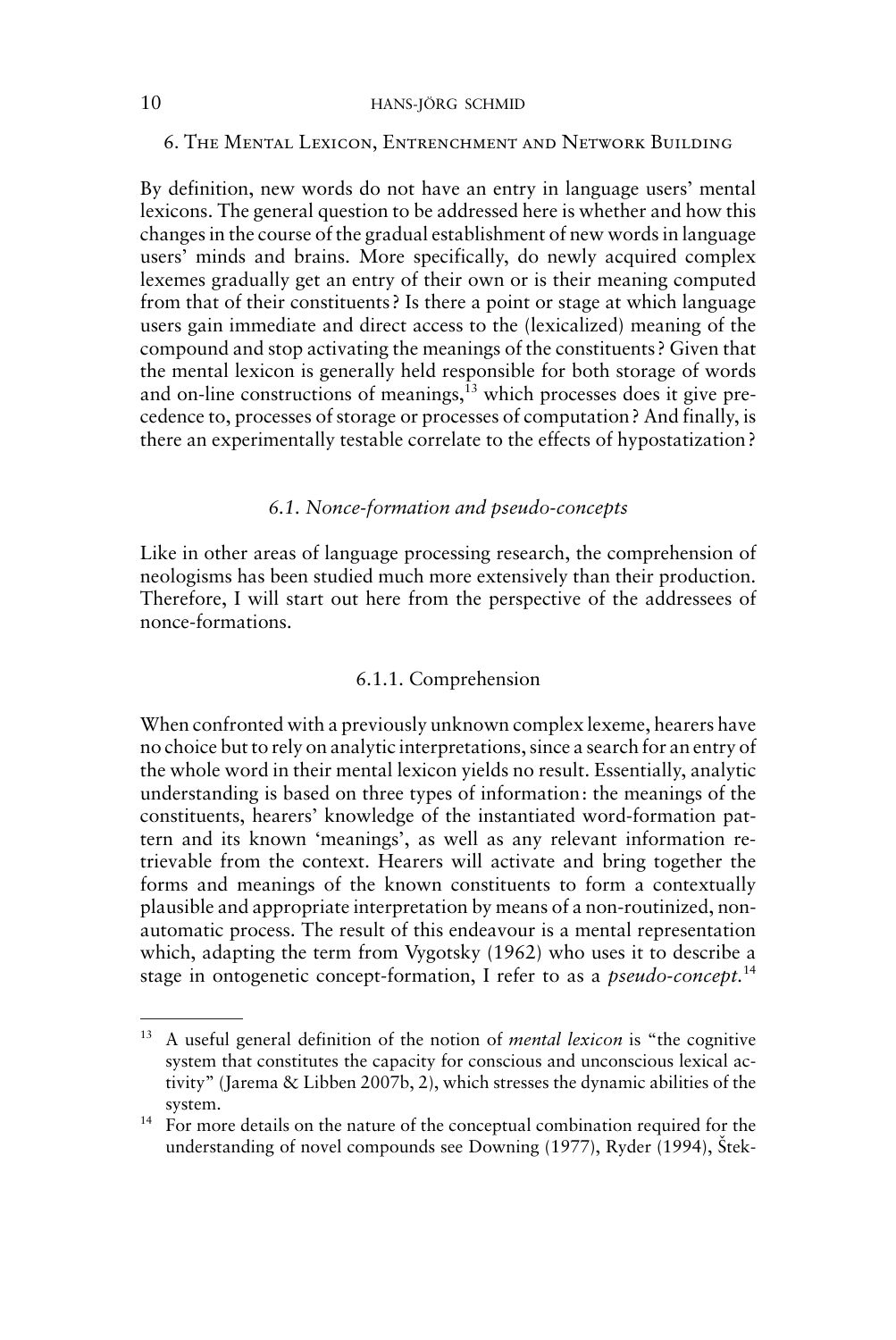## 6. The Mental Lexicon, Entrenchment and Network Building

By definition, new words do not have an entry in language users' mental lexicons. The general question to be addressed here is whether and how this changes in the course of the gradual establishment of new words in language users' minds and brains. More specifically, do newly acquired complex lexemes gradually get an entry of their own or is their meaning computed from that of their constituents? Is there a point or stage at which language users gain immediate and direct access to the (lexicalized) meaning of the compound and stop activating the meanings of the constituents? Given that the mental lexicon is generally held responsible for both storage of words and on-line constructions of meanings,[13] which processes does it give precedence to, processes of storage or processes of computation? And finally, is there an experimentally testable correlate to the effects of hypostatization?

### *6.1. Nonce-formation and pseudo-concepts*

Like in other areas of language processing research, the comprehension of neologisms has been studied much more extensively than their production. Therefore, I will start out here from the perspective of the addressees of nonce-formations.

#### 6.1.1. Comprehension

When confronted with a previously unknown complex lexeme, hearers have no choice but to rely on analytic interpretations, since a search for an entry of the whole word in their mental lexicon yields no result. Essentially, analytic understanding is based on three types of information: the meanings of the constituents, hearers' knowledge of the instantiated word-formation pattern and its known 'meanings', as well as any relevant information retrievable from the context. Hearers will activate and bring together the forms and meanings of the known constituents to form a contextually plausible and appropriate interpretation by means of a non-routinized, non-automatic process. The result of this endeavour is a mental representation which, adapting the term from Vygotsky (1962) who uses it to describe a stage in ontogenetic concept-formation, I refer to as a *pseudo-concept*.[14]

---

[13] A useful general definition of the notion of *mental lexicon* is "the cognitive system that constitutes the capacity for conscious and unconscious lexical activity" (Jarema & Libben 2007b, 2), which stresses the dynamic abilities of the system.

[14] For more details on the nature of the conceptual combination required for the understanding of novel compounds see Downing (1977), Ryder (1994), Štek-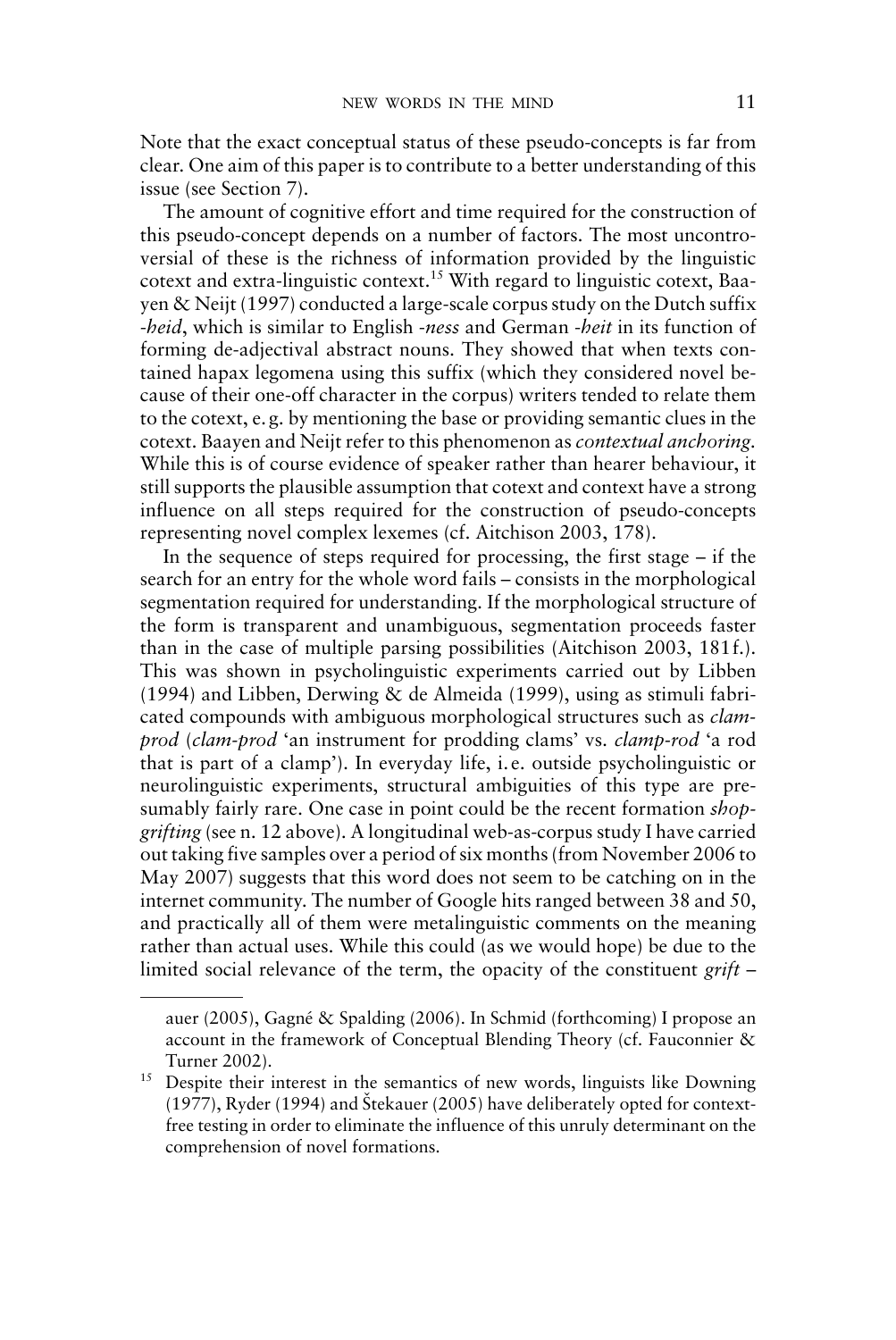Note that the exact conceptual status of these pseudo-concepts is far from clear. One aim of this paper is to contribute to a better understanding of this issue (see Section 7).

The amount of cognitive effort and time required for the construction of this pseudo-concept depends on a number of factors. The most uncontroversial of these is the richness of information provided by the linguistic cotext and extra-linguistic context.[15] With regard to linguistic cotext, Baayen & Neijt (1997) conducted a large-scale corpus study on the Dutch suffix *-heid*, which is similar to English *-ness* and German *-heit* in its function of forming de-adjectival abstract nouns. They showed that when texts contained hapax legomena using this suffix (which they considered novel because of their one-off character in the corpus) writers tended to relate them to the cotext, e. g. by mentioning the base or providing semantic clues in the cotext. Baayen and Neijt refer to this phenomenon as *contextual anchoring*. While this is of course evidence of speaker rather than hearer behaviour, it still supports the plausible assumption that cotext and context have a strong influence on all steps required for the construction of pseudo-concepts representing novel complex lexemes (cf. Aitchison 2003, 178).

In the sequence of steps required for processing, the first stage – if the search for an entry for the whole word fails – consists in the morphological segmentation required for understanding. If the morphological structure of the form is transparent and unambiguous, segmentation proceeds faster than in the case of multiple parsing possibilities (Aitchison 2003, 181 f.). This was shown in psycholinguistic experiments carried out by Libben (1994) and Libben, Derwing & de Almeida (1999), using as stimuli fabricated compounds with ambiguous morphological structures such as *clamprod* (*clam-prod* 'an instrument for prodding clams' vs. *clamp-rod* 'a rod that is part of a clamp'). In everyday life, i. e. outside psycholinguistic or neurolinguistic experiments, structural ambiguities of this type are presumably fairly rare. One case in point could be the recent formation *shopgrifting* (see n. 12 above). A longitudinal web-as-corpus study I have carried out taking five samples over a period of six months (from November 2006 to May 2007) suggests that this word does not seem to be catching on in the internet community. The number of Google hits ranged between 38 and 50, and practically all of them were metalinguistic comments on the meaning rather than actual uses. While this could (as we would hope) be due to the limited social relevance of the term, the opacity of the constituent *grift* –

---

auer (2005), Gagné & Spalding (2006). In Schmid (forthcoming) I propose an account in the framework of Conceptual Blending Theory (cf. Fauconnier & Turner 2002).

[15] Despite their interest in the semantics of new words, linguists like Downing (1977), Ryder (1994) and Štekauer (2005) have deliberately opted for context-free testing in order to eliminate the influence of this unruly determinant on the comprehension of novel formations.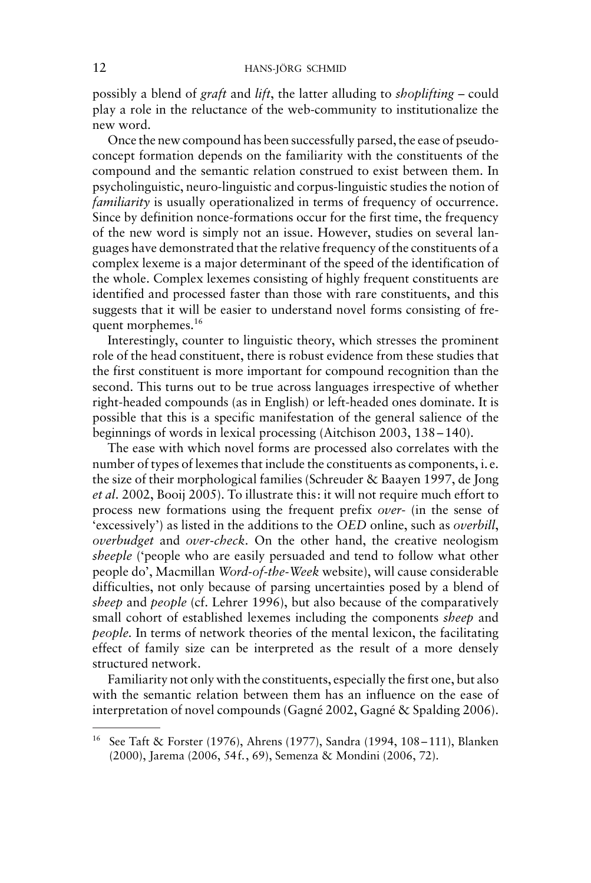possibly a blend of *graft* and *lift*, the latter alluding to *shoplifting* – could play a role in the reluctance of the web-community to institutionalize the new word.

Once the new compound has been successfully parsed, the ease of pseudo-concept formation depends on the familiarity with the constituents of the compound and the semantic relation construed to exist between them. In psycholinguistic, neuro-linguistic and corpus-linguistic studies the notion of *familiarity* is usually operationalized in terms of frequency of occurrence. Since by definition nonce-formations occur for the first time, the frequency of the new word is simply not an issue. However, studies on several languages have demonstrated that the relative frequency of the constituents of a complex lexeme is a major determinant of the speed of the identification of the whole. Complex lexemes consisting of highly frequent constituents are identified and processed faster than those with rare constituents, and this suggests that it will be easier to understand novel forms consisting of frequent morphemes.[16]

Interestingly, counter to linguistic theory, which stresses the prominent role of the head constituent, there is robust evidence from these studies that the first constituent is more important for compound recognition than the second. This turns out to be true across languages irrespective of whether right-headed compounds (as in English) or left-headed ones dominate. It is possible that this is a specific manifestation of the general salience of the beginnings of words in lexical processing (Aitchison 2003, 138 – 140).

The ease with which novel forms are processed also correlates with the number of types of lexemes that include the constituents as components, i. e. the size of their morphological families (Schreuder & Baayen 1997, de Jong *et al.* 2002, Booij 2005). To illustrate this: it will not require much effort to process new formations using the frequent prefix *over-* (in the sense of 'excessively') as listed in the additions to the *OED* online, such as *overbill*, *overbudget* and *over-check*. On the other hand, the creative neologism *sheeple* ('people who are easily persuaded and tend to follow what other people do', Macmillan *Word-of-the-Week* website), will cause considerable difficulties, not only because of parsing uncertainties posed by a blend of *sheep* and *people* (cf. Lehrer 1996), but also because of the comparatively small cohort of established lexemes including the components *sheep* and *people*. In terms of network theories of the mental lexicon, the facilitating effect of family size can be interpreted as the result of a more densely structured network.

Familiarity not only with the constituents, especially the first one, but also with the semantic relation between them has an influence on the ease of interpretation of novel compounds (Gagné 2002, Gagné & Spalding 2006).

---

[16] See Taft & Forster (1976), Ahrens (1977), Sandra (1994, 108 – 111), Blanken (2000), Jarema (2006, 54f., 69), Semenza & Mondini (2006, 72).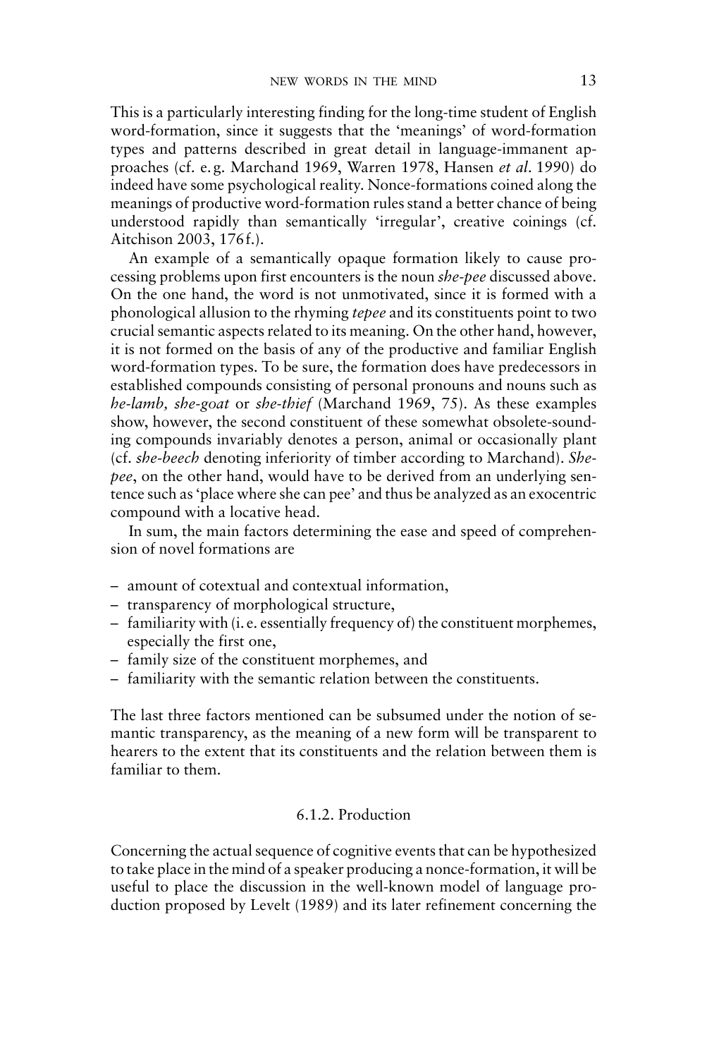This is a particularly interesting finding for the long-time student of English word-formation, since it suggests that the 'meanings' of word-formation types and patterns described in great detail in language-immanent approaches (cf. e.g. Marchand 1969, Warren 1978, Hansen *et al*. 1990) do indeed have some psychological reality. Nonce-formations coined along the meanings of productive word-formation rules stand a better chance of being understood rapidly than semantically 'irregular', creative coinings (cf. Aitchison 2003, 176f.).

An example of a semantically opaque formation likely to cause processing problems upon first encounters is the noun *she-pee* discussed above. On the one hand, the word is not unmotivated, since it is formed with a phonological allusion to the rhyming *tepee* and its constituents point to two crucial semantic aspects related to its meaning. On the other hand, however, it is not formed on the basis of any of the productive and familiar English word-formation types. To be sure, the formation does have predecessors in established compounds consisting of personal pronouns and nouns such as *he-lamb, she-goat* or *she-thief* (Marchand 1969, 75). As these examples show, however, the second constituent of these somewhat obsolete-sounding compounds invariably denotes a person, animal or occasionally plant (cf. *she-beech* denoting inferiority of timber according to Marchand). *She-pee*, on the other hand, would have to be derived from an underlying sentence such as 'place where she can pee' and thus be analyzed as an exocentric compound with a locative head.

In sum, the main factors determining the ease and speed of comprehension of novel formations are

- amount of cotextual and contextual information,
- transparency of morphological structure,
- familiarity with (i.e. essentially frequency of) the constituent morphemes, especially the first one,
- family size of the constituent morphemes, and
- familiarity with the semantic relation between the constituents.

The last three factors mentioned can be subsumed under the notion of semantic transparency, as the meaning of a new form will be transparent to hearers to the extent that its constituents and the relation between them is familiar to them.

### 6.1.2. Production

Concerning the actual sequence of cognitive events that can be hypothesized to take place in the mind of a speaker producing a nonce-formation, it will be useful to place the discussion in the well-known model of language production proposed by Levelt (1989) and its later refinement concerning the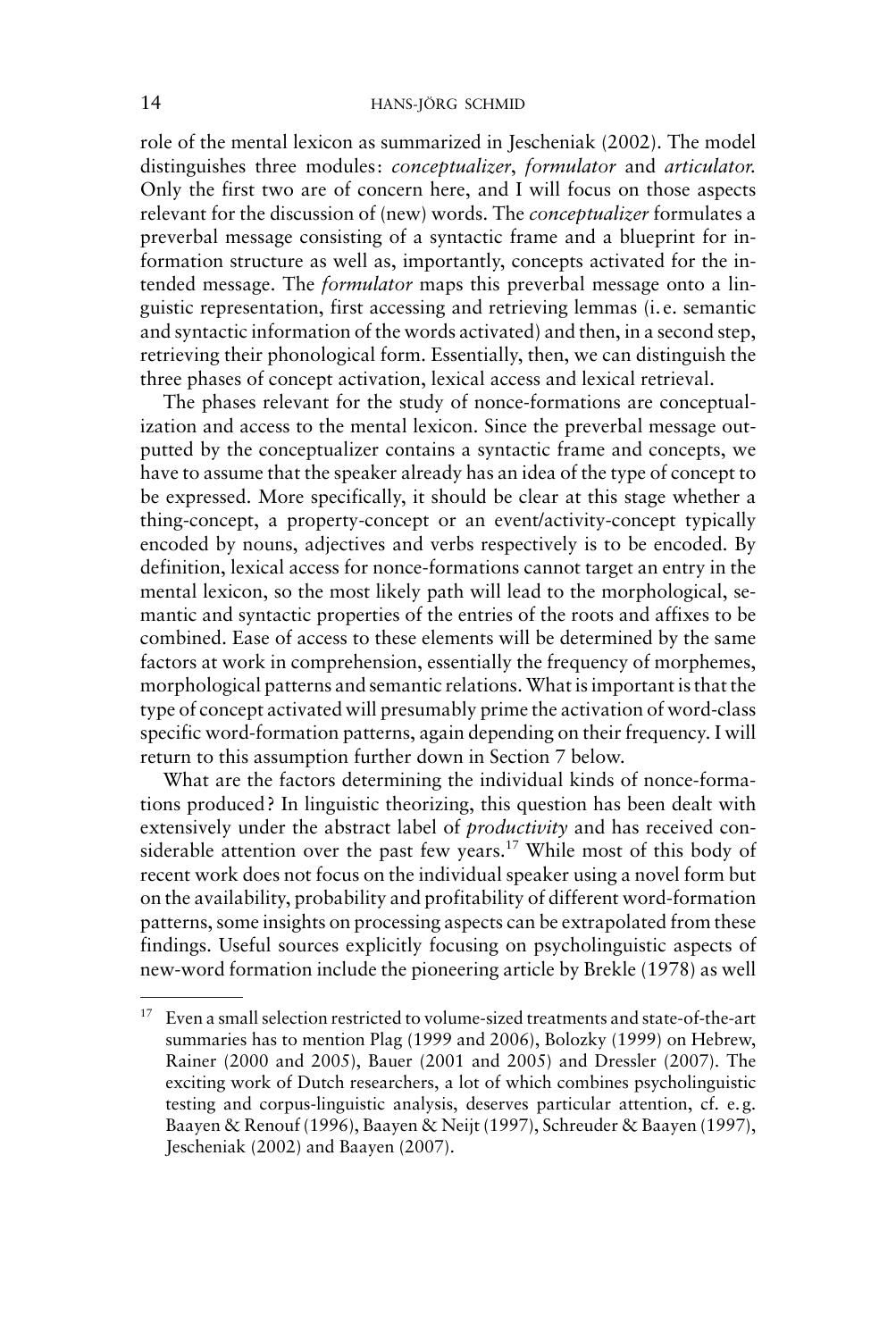role of the mental lexicon as summarized in Jescheniak (2002). The model distinguishes three modules: *conceptualizer*, *formulator* and *articulator*. Only the first two are of concern here, and I will focus on those aspects relevant for the discussion of (new) words. The *conceptualizer* formulates a preverbal message consisting of a syntactic frame and a blueprint for information structure as well as, importantly, concepts activated for the intended message. The *formulator* maps this preverbal message onto a linguistic representation, first accessing and retrieving lemmas (i. e. semantic and syntactic information of the words activated) and then, in a second step, retrieving their phonological form. Essentially, then, we can distinguish the three phases of concept activation, lexical access and lexical retrieval.

The phases relevant for the study of nonce-formations are conceptualization and access to the mental lexicon. Since the preverbal message outputted by the conceptualizer contains a syntactic frame and concepts, we have to assume that the speaker already has an idea of the type of concept to be expressed. More specifically, it should be clear at this stage whether a thing-concept, a property-concept or an event/activity-concept typically encoded by nouns, adjectives and verbs respectively is to be encoded. By definition, lexical access for nonce-formations cannot target an entry in the mental lexicon, so the most likely path will lead to the morphological, semantic and syntactic properties of the entries of the roots and affixes to be combined. Ease of access to these elements will be determined by the same factors at work in comprehension, essentially the frequency of morphemes, morphological patterns and semantic relations. What is important is that the type of concept activated will presumably prime the activation of word-class specific word-formation patterns, again depending on their frequency. I will return to this assumption further down in Section 7 below.

What are the factors determining the individual kinds of nonce-formations produced? In linguistic theorizing, this question has been dealt with extensively under the abstract label of *productivity* and has received considerable attention over the past few years.[17] While most of this body of recent work does not focus on the individual speaker using a novel form but on the availability, probability and profitability of different word-formation patterns, some insights on processing aspects can be extrapolated from these findings. Useful sources explicitly focusing on psycholinguistic aspects of new-word formation include the pioneering article by Brekle (1978) as well

---

[17] Even a small selection restricted to volume-sized treatments and state-of-the-art summaries has to mention Plag (1999 and 2006), Bolozky (1999) on Hebrew, Rainer (2000 and 2005), Bauer (2001 and 2005) and Dressler (2007). The exciting work of Dutch researchers, a lot of which combines psycholinguistic testing and corpus-linguistic analysis, deserves particular attention, cf. e. g. Baayen & Renouf (1996), Baayen & Neijt (1997), Schreuder & Baayen (1997), Jescheniak (2002) and Baayen (2007).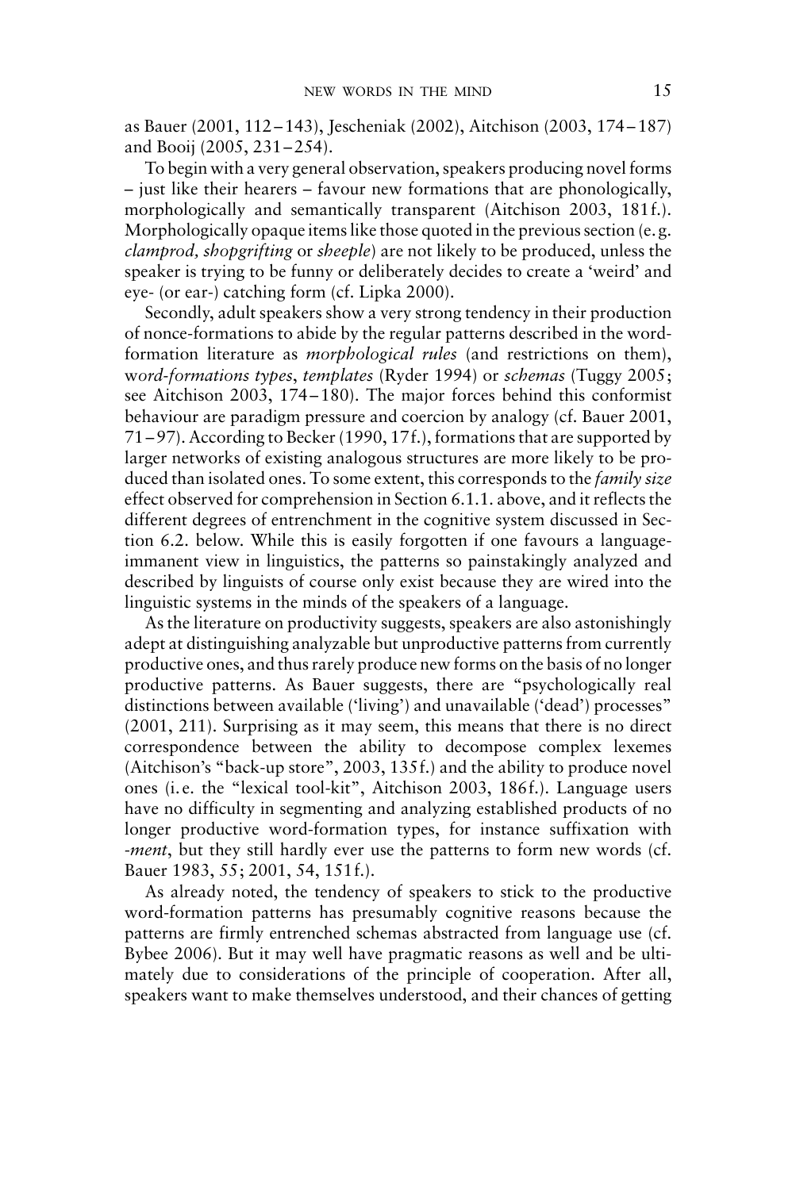as Bauer (2001, 112–143), Jescheniak (2002), Aitchison (2003, 174–187) and Booij (2005, 231–254).

To begin with a very general observation, speakers producing novel forms – just like their hearers – favour new formations that are phonologically, morphologically and semantically transparent (Aitchison 2003, 181f.). Morphologically opaque items like those quoted in the previous section (e.g. *clamprod, shopgrifting* or *sheeple*) are not likely to be produced, unless the speaker is trying to be funny or deliberately decides to create a 'weird' and eye- (or ear-) catching form (cf. Lipka 2000).

Secondly, adult speakers show a very strong tendency in their production of nonce-formations to abide by the regular patterns described in the word-formation literature as *morphological rules* (and restrictions on them), w*ord-formations types*, *templates* (Ryder 1994) or *schemas* (Tuggy 2005; see Aitchison 2003, 174–180). The major forces behind this conformist behaviour are paradigm pressure and coercion by analogy (cf. Bauer 2001, 71–97). According to Becker (1990, 17f.), formations that are supported by larger networks of existing analogous structures are more likely to be produced than isolated ones. To some extent, this corresponds to the *family size* effect observed for comprehension in Section 6.1.1. above, and it reflects the different degrees of entrenchment in the cognitive system discussed in Section 6.2. below. While this is easily forgotten if one favours a language-immanent view in linguistics, the patterns so painstakingly analyzed and described by linguists of course only exist because they are wired into the linguistic systems in the minds of the speakers of a language.

As the literature on productivity suggests, speakers are also astonishingly adept at distinguishing analyzable but unproductive patterns from currently productive ones, and thus rarely produce new forms on the basis of no longer productive patterns. As Bauer suggests, there are "psychologically real distinctions between available ('living') and unavailable ('dead') processes" (2001, 211). Surprising as it may seem, this means that there is no direct correspondence between the ability to decompose complex lexemes (Aitchison's "back-up store", 2003, 135f.) and the ability to produce novel ones (i.e. the "lexical tool-kit", Aitchison 2003, 186f.). Language users have no difficulty in segmenting and analyzing established products of no longer productive word-formation types, for instance suffixation with *-ment*, but they still hardly ever use the patterns to form new words (cf. Bauer 1983, 55; 2001, 54, 151f.).

As already noted, the tendency of speakers to stick to the productive word-formation patterns has presumably cognitive reasons because the patterns are firmly entrenched schemas abstracted from language use (cf. Bybee 2006). But it may well have pragmatic reasons as well and be ultimately due to considerations of the principle of cooperation. After all, speakers want to make themselves understood, and their chances of getting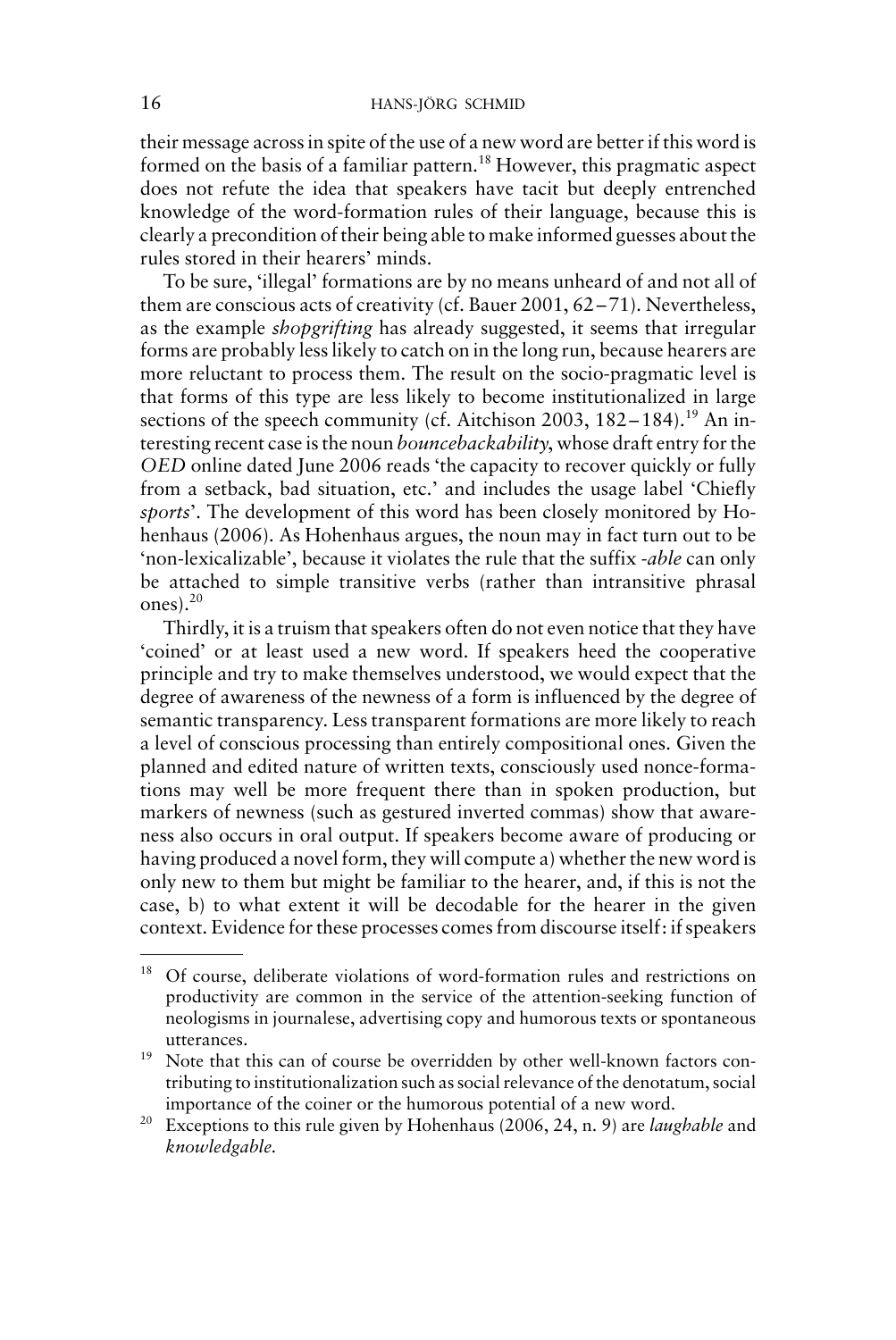their message across in spite of the use of a new word are better if this word is formed on the basis of a familiar pattern.[18] However, this pragmatic aspect does not refute the idea that speakers have tacit but deeply entrenched knowledge of the word-formation rules of their language, because this is clearly a precondition of their being able to make informed guesses about the rules stored in their hearers' minds.

To be sure, 'illegal' formations are by no means unheard of and not all of them are conscious acts of creativity (cf. Bauer 2001, 62–71). Nevertheless, as the example *shopgrifting* has already suggested, it seems that irregular forms are probably less likely to catch on in the long run, because hearers are more reluctant to process them. The result on the socio-pragmatic level is that forms of this type are less likely to become institutionalized in large sections of the speech community (cf. Aitchison 2003, 182–184).[19] An interesting recent case is the noun *bouncebackability*, whose draft entry for the *OED* online dated June 2006 reads 'the capacity to recover quickly or fully from a setback, bad situation, etc.' and includes the usage label 'Chiefly *sports*'. The development of this word has been closely monitored by Hohenhaus (2006). As Hohenhaus argues, the noun may in fact turn out to be 'non-lexicalizable', because it violates the rule that the suffix *-able* can only be attached to simple transitive verbs (rather than intransitive phrasal ones).[20]

Thirdly, it is a truism that speakers often do not even notice that they have 'coined' or at least used a new word. If speakers heed the cooperative principle and try to make themselves understood, we would expect that the degree of awareness of the newness of a form is influenced by the degree of semantic transparency. Less transparent formations are more likely to reach a level of conscious processing than entirely compositional ones. Given the planned and edited nature of written texts, consciously used nonce-formations may well be more frequent there than in spoken production, but markers of newness (such as gestured inverted commas) show that awareness also occurs in oral output. If speakers become aware of producing or having produced a novel form, they will compute a) whether the new word is only new to them but might be familiar to the hearer, and, if this is not the case, b) to what extent it will be decodable for the hearer in the given context. Evidence for these processes comes from discourse itself: if speakers

---

[18] Of course, deliberate violations of word-formation rules and restrictions on productivity are common in the service of the attention-seeking function of neologisms in journalese, advertising copy and humorous texts or spontaneous utterances.

[19] Note that this can of course be overridden by other well-known factors contributing to institutionalization such as social relevance of the denotatum, social importance of the coiner or the humorous potential of a new word.

[20] Exceptions to this rule given by Hohenhaus (2006, 24, n. 9) are *laughable* and *knowledgable*.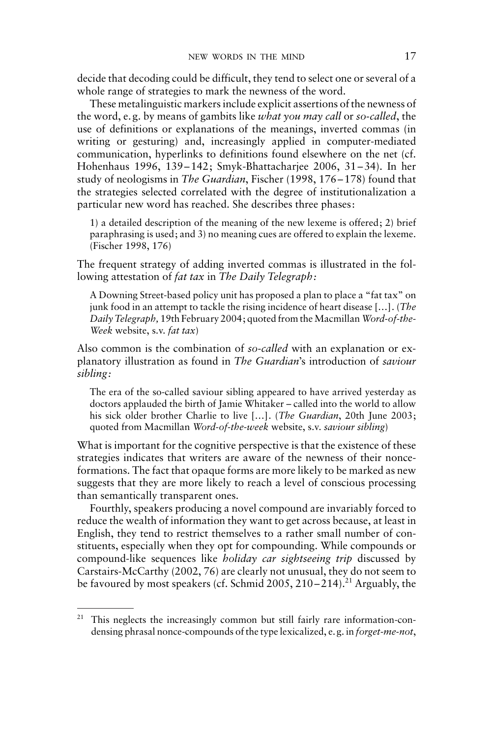decide that decoding could be difficult, they tend to select one or several of a whole range of strategies to mark the newness of the word.

These metalinguistic markers include explicit assertions of the newness of the word, e. g. by means of gambits like *what you may call* or *so-called*, the use of definitions or explanations of the meanings, inverted commas (in writing or gesturing) and, increasingly applied in computer-mediated communication, hyperlinks to definitions found elsewhere on the net (cf. Hohenhaus 1996, 139–142; Smyk-Bhattacharjee 2006, 31–34). In her study of neologisms in *The Guardian*, Fischer (1998, 176–178) found that the strategies selected correlated with the degree of institutionalization a particular new word has reached. She describes three phases:

> 1) a detailed description of the meaning of the new lexeme is offered; 2) brief paraphrasing is used; and 3) no meaning cues are offered to explain the lexeme. (Fischer 1998, 176)

The frequent strategy of adding inverted commas is illustrated in the following attestation of *fat tax* in *The Daily Telegraph:*

> A Downing Street-based policy unit has proposed a plan to place a "fat tax" on junk food in an attempt to tackle the rising incidence of heart disease […]. (*The Daily Telegraph,* 19th February 2004; quoted from the Macmillan *Word-of-the-Week* website, s.v. *fat tax*)

Also common is the combination of *so-called* with an explanation or explanatory illustration as found in *The Guardian*'s introduction of *saviour sibling:*

> The era of the so-called saviour sibling appeared to have arrived yesterday as doctors applauded the birth of Jamie Whitaker – called into the world to allow his sick older brother Charlie to live […]. (*The Guardian*, 20th June 2003; quoted from Macmillan *Word-of-the-week* website, s.v. *saviour sibling*)

What is important for the cognitive perspective is that the existence of these strategies indicates that writers are aware of the newness of their nonce-formations. The fact that opaque forms are more likely to be marked as new suggests that they are more likely to reach a level of conscious processing than semantically transparent ones.

Fourthly, speakers producing a novel compound are invariably forced to reduce the wealth of information they want to get across because, at least in English, they tend to restrict themselves to a rather small number of constituents, especially when they opt for compounding. While compounds or compound-like sequences like *holiday car sightseeing trip* discussed by Carstairs-McCarthy (2002, 76) are clearly not unusual, they do not seem to be favoured by most speakers (cf. Schmid 2005, 210–214).[21] Arguably, the

---

[21] This neglects the increasingly common but still fairly rare information-condensing phrasal nonce-compounds of the type lexicalized, e. g. in *forget-me-not*,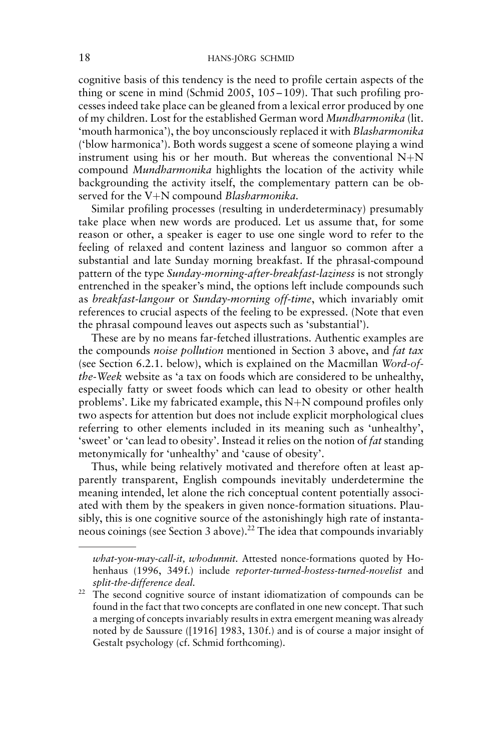cognitive basis of this tendency is the need to profile certain aspects of the thing or scene in mind (Schmid 2005, 105–109). That such profiling processes indeed take place can be gleaned from a lexical error produced by one of my children. Lost for the established German word *Mundharmonika* (lit. 'mouth harmonica'), the boy unconsciously replaced it with *Blasharmonika* ('blow harmonica'). Both words suggest a scene of someone playing a wind instrument using his or her mouth. But whereas the conventional N+N compound *Mundharmonika* highlights the location of the activity while backgrounding the activity itself, the complementary pattern can be observed for the V+N compound *Blasharmonika*.

Similar profiling processes (resulting in underdeterminacy) presumably take place when new words are produced. Let us assume that, for some reason or other, a speaker is eager to use one single word to refer to the feeling of relaxed and content laziness and languor so common after a substantial and late Sunday morning breakfast. If the phrasal-compound pattern of the type *Sunday-morning-after-breakfast-laziness* is not strongly entrenched in the speaker's mind, the options left include compounds such as *breakfast-langour* or *Sunday-morning off-time*, which invariably omit references to crucial aspects of the feeling to be expressed. (Note that even the phrasal compound leaves out aspects such as 'substantial').

These are by no means far-fetched illustrations. Authentic examples are the compounds *noise pollution* mentioned in Section 3 above, and *fat tax* (see Section 6.2.1. below), which is explained on the Macmillan *Word-of-the-Week* website as 'a tax on foods which are considered to be unhealthy, especially fatty or sweet foods which can lead to obesity or other health problems'. Like my fabricated example, this N+N compound profiles only two aspects for attention but does not include explicit morphological clues referring to other elements included in its meaning such as 'unhealthy', 'sweet' or 'can lead to obesity'. Instead it relies on the notion of *fat* standing metonymically for 'unhealthy' and 'cause of obesity'.

Thus, while being relatively motivated and therefore often at least apparently transparent, English compounds inevitably underdetermine the meaning intended, let alone the rich conceptual content potentially associated with them by the speakers in given nonce-formation situations. Plausibly, this is one cognitive source of the astonishingly high rate of instantaneous coinings (see Section 3 above).[22] The idea that compounds invariably

---

*what-you-may-call-it, whodunnit.* Attested nonce-formations quoted by Hohenhaus (1996, 349f.) include *reporter-turned-hostess-turned-novelist* and *split-the-difference deal.*

[22] The second cognitive source of instant idiomatization of compounds can be found in the fact that two concepts are conflated in one new concept. That such a merging of concepts invariably results in extra emergent meaning was already noted by de Saussure ([1916] 1983, 130f.) and is of course a major insight of Gestalt psychology (cf. Schmid forthcoming).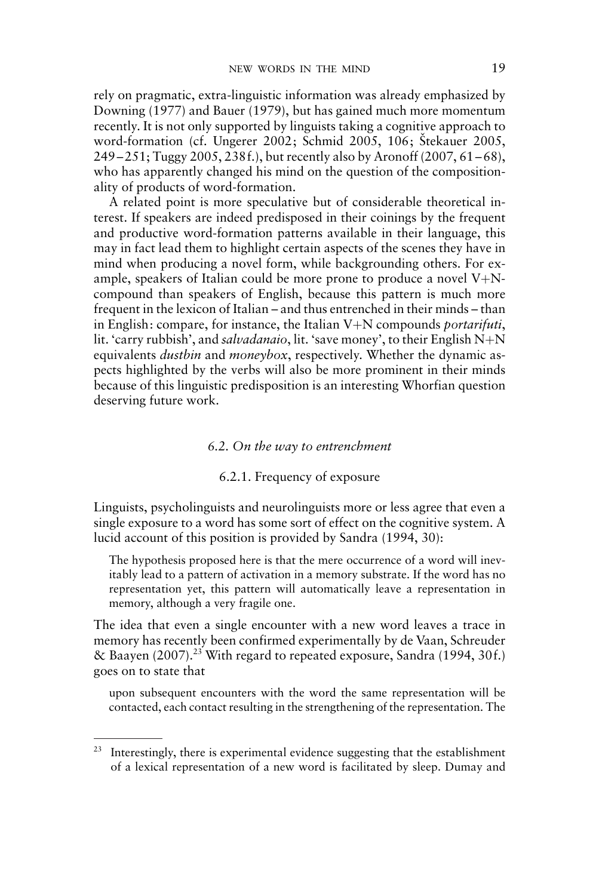rely on pragmatic, extra-linguistic information was already emphasized by Downing (1977) and Bauer (1979), but has gained much more momentum recently. It is not only supported by linguists taking a cognitive approach to word-formation (cf. Ungerer 2002; Schmid 2005, 106; Štekauer 2005, 249–251; Tuggy 2005, 238f.), but recently also by Aronoff (2007, 61–68), who has apparently changed his mind on the question of the compositionality of products of word-formation.

A related point is more speculative but of considerable theoretical interest. If speakers are indeed predisposed in their coinings by the frequent and productive word-formation patterns available in their language, this may in fact lead them to highlight certain aspects of the scenes they have in mind when producing a novel form, while backgrounding others. For example, speakers of Italian could be more prone to produce a novel V+N-compound than speakers of English, because this pattern is much more frequent in the lexicon of Italian – and thus entrenched in their minds – than in English: compare, for instance, the Italian V+N compounds *portarifuti*, lit. 'carry rubbish', and *salvadanaio*, lit. 'save money', to their English N+N equivalents *dustbin* and *moneybox*, respectively. Whether the dynamic aspects highlighted by the verbs will also be more prominent in their minds because of this linguistic predisposition is an interesting Whorfian question deserving future work.

### *6.2. On the way to entrenchment*

#### 6.2.1. Frequency of exposure

Linguists, psycholinguists and neurolinguists more or less agree that even a single exposure to a word has some sort of effect on the cognitive system. A lucid account of this position is provided by Sandra (1994, 30):

> The hypothesis proposed here is that the mere occurrence of a word will inevitably lead to a pattern of activation in a memory substrate. If the word has no representation yet, this pattern will automatically leave a representation in memory, although a very fragile one.

The idea that even a single encounter with a new word leaves a trace in memory has recently been confirmed experimentally by de Vaan, Schreuder & Baayen (2007).[23] With regard to repeated exposure, Sandra (1994, 30f.) goes on to state that

> upon subsequent encounters with the word the same representation will be contacted, each contact resulting in the strengthening of the representation. The

---

[23] Interestingly, there is experimental evidence suggesting that the establishment of a lexical representation of a new word is facilitated by sleep. Dumay and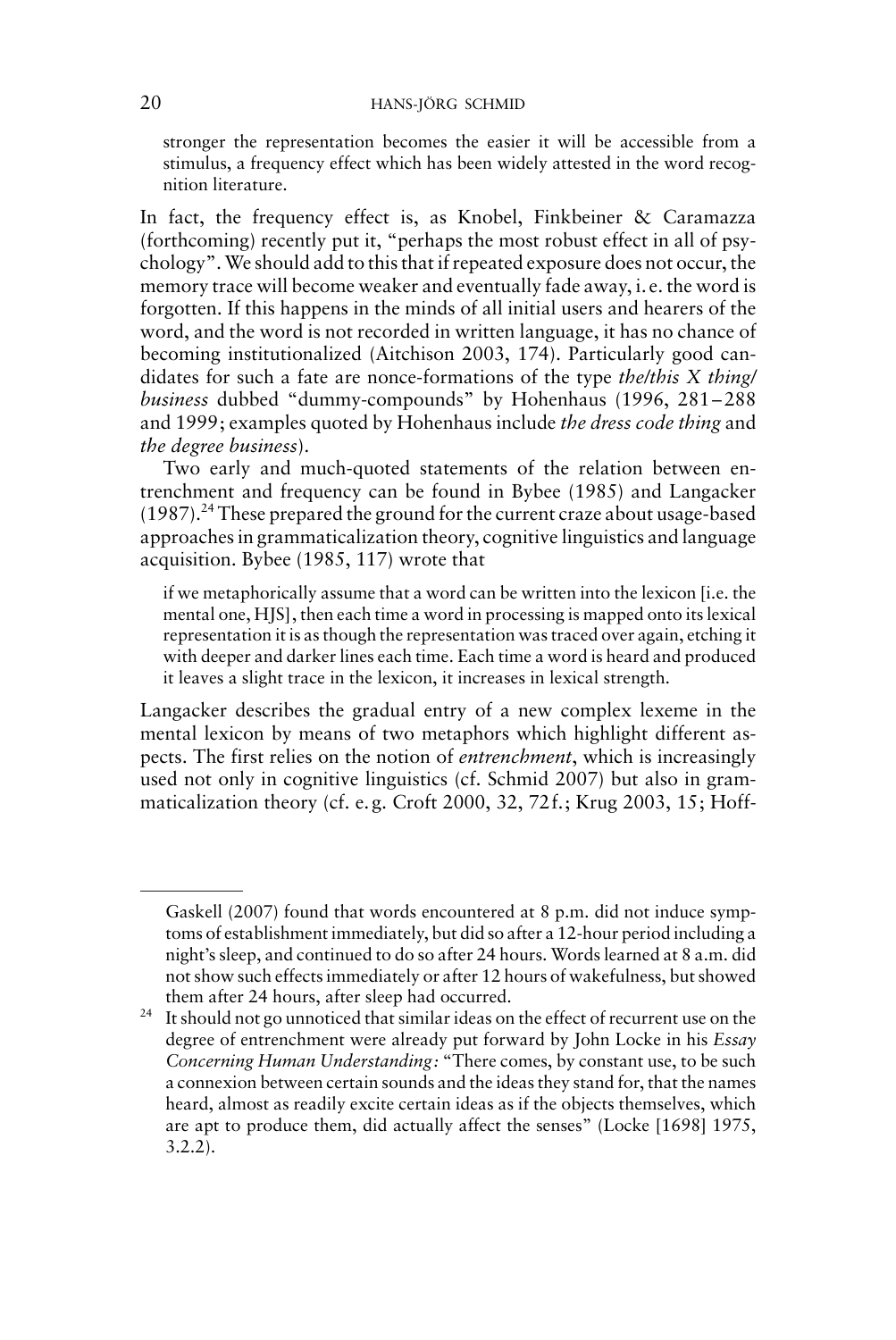stronger the representation becomes the easier it will be accessible from a stimulus, a frequency effect which has been widely attested in the word recognition literature.

In fact, the frequency effect is, as Knobel, Finkbeiner & Caramazza (forthcoming) recently put it, "perhaps the most robust effect in all of psychology". We should add to this that if repeated exposure does not occur, the memory trace will become weaker and eventually fade away, i. e. the word is forgotten. If this happens in the minds of all initial users and hearers of the word, and the word is not recorded in written language, it has no chance of becoming institutionalized (Aitchison 2003, 174). Particularly good candidates for such a fate are nonce-formations of the type *the/this X thing/ business* dubbed "dummy-compounds" by Hohenhaus (1996, 281–288 and 1999; examples quoted by Hohenhaus include *the dress code thing* and *the degree business*).

Two early and much-quoted statements of the relation between entrenchment and frequency can be found in Bybee (1985) and Langacker (1987).[24] These prepared the ground for the current craze about usage-based approaches in grammaticalization theory, cognitive linguistics and language acquisition. Bybee (1985, 117) wrote that

> if we metaphorically assume that a word can be written into the lexicon [i.e. the mental one, HJS], then each time a word in processing is mapped onto its lexical representation it is as though the representation was traced over again, etching it with deeper and darker lines each time. Each time a word is heard and produced it leaves a slight trace in the lexicon, it increases in lexical strength.

Langacker describes the gradual entry of a new complex lexeme in the mental lexicon by means of two metaphors which highlight different aspects. The first relies on the notion of *entrenchment*, which is increasingly used not only in cognitive linguistics (cf. Schmid 2007) but also in grammaticalization theory (cf. e. g. Croft 2000, 32, 72f.; Krug 2003, 15; Hoff-

---

Gaskell (2007) found that words encountered at 8 p.m. did not induce symptoms of establishment immediately, but did so after a 12-hour period including a night's sleep, and continued to do so after 24 hours. Words learned at 8 a.m. did not show such effects immediately or after 12 hours of wakefulness, but showed them after 24 hours, after sleep had occurred.

[24] It should not go unnoticed that similar ideas on the effect of recurrent use on the degree of entrenchment were already put forward by John Locke in his *Essay Concerning Human Understanding:* "There comes, by constant use, to be such a connexion between certain sounds and the ideas they stand for, that the names heard, almost as readily excite certain ideas as if the objects themselves, which are apt to produce them, did actually affect the senses" (Locke [1698] 1975, 3.2.2).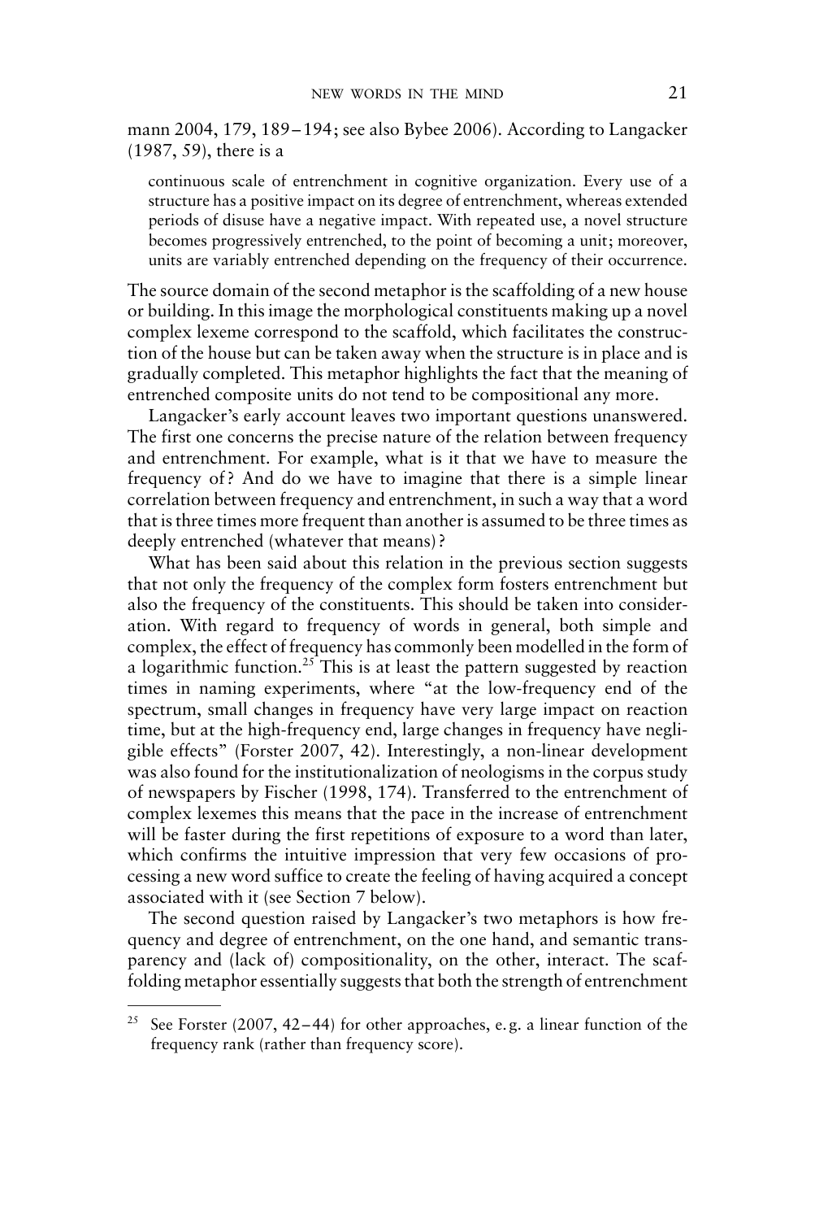mann 2004, 179, 189–194; see also Bybee 2006). According to Langacker (1987, 59), there is a

> continuous scale of entrenchment in cognitive organization. Every use of a structure has a positive impact on its degree of entrenchment, whereas extended periods of disuse have a negative impact. With repeated use, a novel structure becomes progressively entrenched, to the point of becoming a unit; moreover, units are variably entrenched depending on the frequency of their occurrence.

The source domain of the second metaphor is the scaffolding of a new house or building. In this image the morphological constituents making up a novel complex lexeme correspond to the scaffold, which facilitates the construction of the house but can be taken away when the structure is in place and is gradually completed. This metaphor highlights the fact that the meaning of entrenched composite units do not tend to be compositional any more.

Langacker's early account leaves two important questions unanswered. The first one concerns the precise nature of the relation between frequency and entrenchment. For example, what is it that we have to measure the frequency of? And do we have to imagine that there is a simple linear correlation between frequency and entrenchment, in such a way that a word that is three times more frequent than another is assumed to be three times as deeply entrenched (whatever that means)?

What has been said about this relation in the previous section suggests that not only the frequency of the complex form fosters entrenchment but also the frequency of the constituents. This should be taken into consideration. With regard to frequency of words in general, both simple and complex, the effect of frequency has commonly been modelled in the form of a logarithmic function.[25] This is at least the pattern suggested by reaction times in naming experiments, where "at the low-frequency end of the spectrum, small changes in frequency have very large impact on reaction time, but at the high-frequency end, large changes in frequency have negligible effects" (Forster 2007, 42). Interestingly, a non-linear development was also found for the institutionalization of neologisms in the corpus study of newspapers by Fischer (1998, 174). Transferred to the entrenchment of complex lexemes this means that the pace in the increase of entrenchment will be faster during the first repetitions of exposure to a word than later, which confirms the intuitive impression that very few occasions of processing a new word suffice to create the feeling of having acquired a concept associated with it (see Section 7 below).

The second question raised by Langacker's two metaphors is how frequency and degree of entrenchment, on the one hand, and semantic transparency and (lack of) compositionality, on the other, interact. The scaffolding metaphor essentially suggests that both the strength of entrenchment

[25] See Forster (2007, 42–44) for other approaches, e.g. a linear function of the frequency rank (rather than frequency score).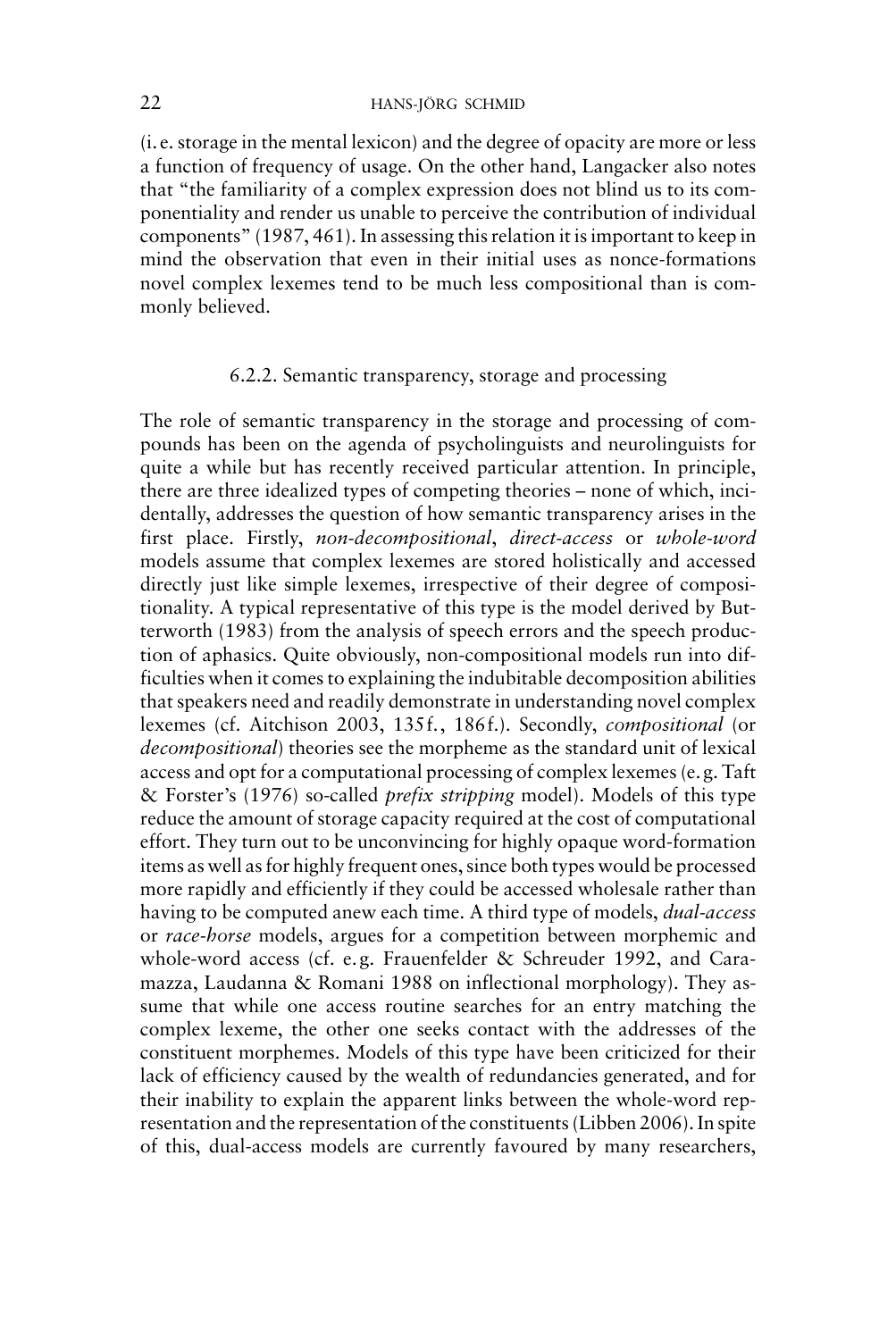(i. e. storage in the mental lexicon) and the degree of opacity are more or less a function of frequency of usage. On the other hand, Langacker also notes that "the familiarity of a complex expression does not blind us to its componentiality and render us unable to perceive the contribution of individual components" (1987, 461). In assessing this relation it is important to keep in mind the observation that even in their initial uses as nonce-formations novel complex lexemes tend to be much less compositional than is commonly believed.

### 6.2.2. Semantic transparency, storage and processing

The role of semantic transparency in the storage and processing of compounds has been on the agenda of psycholinguists and neurolinguists for quite a while but has recently received particular attention. In principle, there are three idealized types of competing theories – none of which, incidentally, addresses the question of how semantic transparency arises in the first place. Firstly, *non-decompositional*, *direct-access* or *whole-word* models assume that complex lexemes are stored holistically and accessed directly just like simple lexemes, irrespective of their degree of compositionality. A typical representative of this type is the model derived by Butterworth (1983) from the analysis of speech errors and the speech production of aphasics. Quite obviously, non-compositional models run into difficulties when it comes to explaining the indubitable decomposition abilities that speakers need and readily demonstrate in understanding novel complex lexemes (cf. Aitchison 2003, 135f., 186f.). Secondly, *compositional* (or *decompositional*) theories see the morpheme as the standard unit of lexical access and opt for a computational processing of complex lexemes (e. g. Taft & Forster's (1976) so-called *prefix stripping* model). Models of this type reduce the amount of storage capacity required at the cost of computational effort. They turn out to be unconvincing for highly opaque word-formation items as well as for highly frequent ones, since both types would be processed more rapidly and efficiently if they could be accessed wholesale rather than having to be computed anew each time. A third type of models, *dual-access* or *race-horse* models, argues for a competition between morphemic and whole-word access (cf. e. g. Frauenfelder & Schreuder 1992, and Caramazza, Laudanna & Romani 1988 on inflectional morphology). They assume that while one access routine searches for an entry matching the complex lexeme, the other one seeks contact with the addresses of the constituent morphemes. Models of this type have been criticized for their lack of efficiency caused by the wealth of redundancies generated, and for their inability to explain the apparent links between the whole-word representation and the representation of the constituents (Libben 2006). In spite of this, dual-access models are currently favoured by many researchers,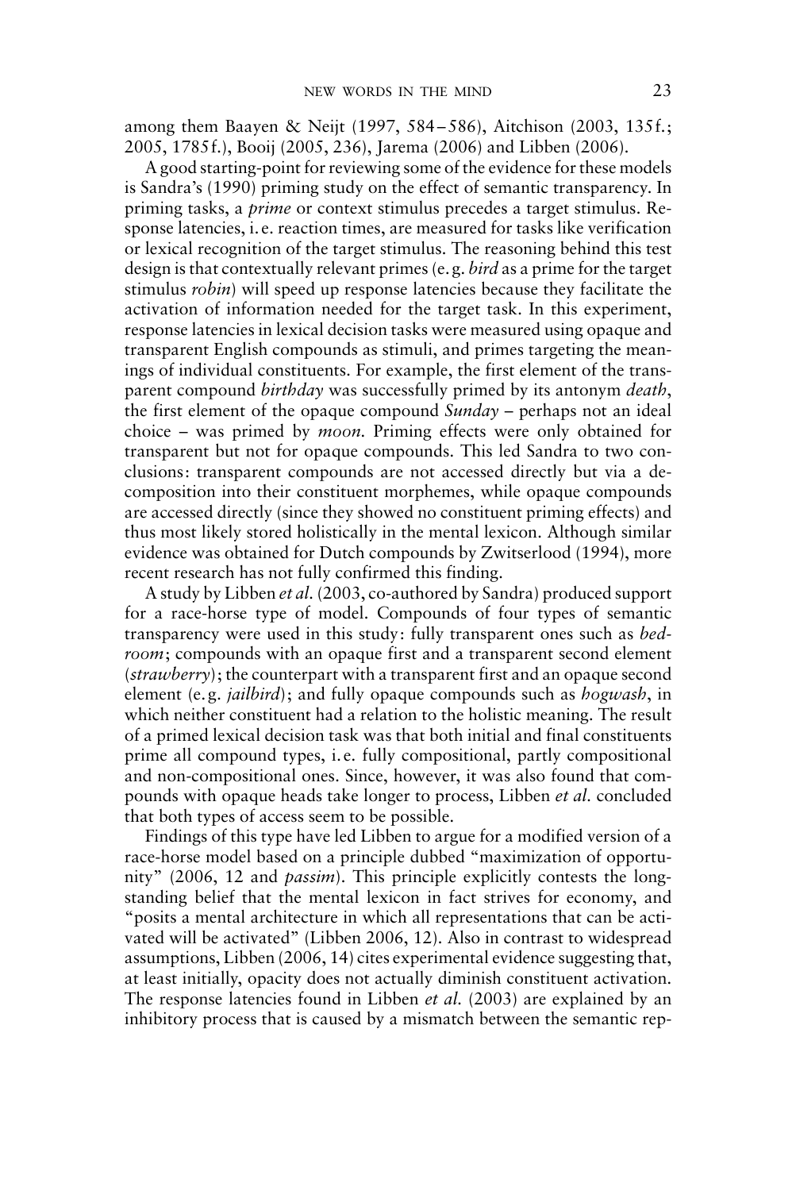among them Baayen & Neijt (1997, 584–586), Aitchison (2003, 135f.; 2005, 1785f.), Booij (2005, 236), Jarema (2006) and Libben (2006).

A good starting-point for reviewing some of the evidence for these models is Sandra's (1990) priming study on the effect of semantic transparency. In priming tasks, a *prime* or context stimulus precedes a target stimulus. Response latencies, i. e. reaction times, are measured for tasks like verification or lexical recognition of the target stimulus. The reasoning behind this test design is that contextually relevant primes (e. g. *bird* as a prime for the target stimulus *robin*) will speed up response latencies because they facilitate the activation of information needed for the target task. In this experiment, response latencies in lexical decision tasks were measured using opaque and transparent English compounds as stimuli, and primes targeting the meanings of individual constituents. For example, the first element of the transparent compound *birthday* was successfully primed by its antonym *death*, the first element of the opaque compound *Sunday* – perhaps not an ideal choice – was primed by *moon*. Priming effects were only obtained for transparent but not for opaque compounds. This led Sandra to two conclusions: transparent compounds are not accessed directly but via a decomposition into their constituent morphemes, while opaque compounds are accessed directly (since they showed no constituent priming effects) and thus most likely stored holistically in the mental lexicon. Although similar evidence was obtained for Dutch compounds by Zwitserlood (1994), more recent research has not fully confirmed this finding.

A study by Libben *et al.* (2003, co-authored by Sandra) produced support for a race-horse type of model. Compounds of four types of semantic transparency were used in this study: fully transparent ones such as *bedroom*; compounds with an opaque first and a transparent second element (*strawberry*); the counterpart with a transparent first and an opaque second element (e. g. *jailbird*); and fully opaque compounds such as *hogwash*, in which neither constituent had a relation to the holistic meaning. The result of a primed lexical decision task was that both initial and final constituents prime all compound types, i. e. fully compositional, partly compositional and non-compositional ones. Since, however, it was also found that compounds with opaque heads take longer to process, Libben *et al.* concluded that both types of access seem to be possible.

Findings of this type have led Libben to argue for a modified version of a race-horse model based on a principle dubbed "maximization of opportunity" (2006, 12 and *passim*). This principle explicitly contests the long-standing belief that the mental lexicon in fact strives for economy, and "posits a mental architecture in which all representations that can be activated will be activated" (Libben 2006, 12). Also in contrast to widespread assumptions, Libben (2006, 14) cites experimental evidence suggesting that, at least initially, opacity does not actually diminish constituent activation. The response latencies found in Libben *et al.* (2003) are explained by an inhibitory process that is caused by a mismatch between the semantic rep-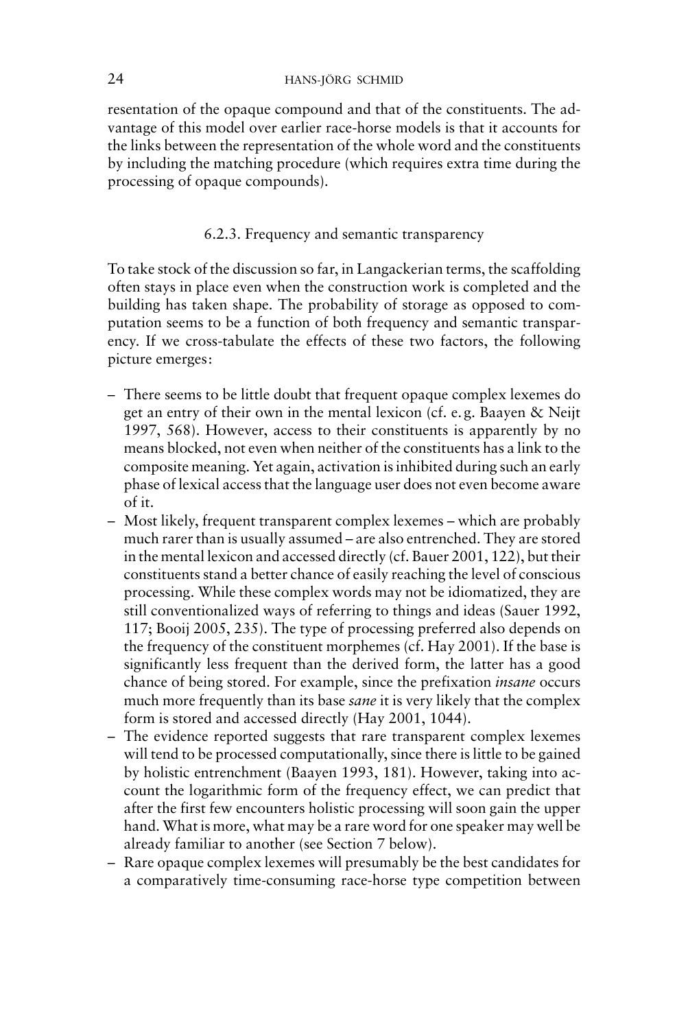resentation of the opaque compound and that of the constituents. The advantage of this model over earlier race-horse models is that it accounts for the links between the representation of the whole word and the constituents by including the matching procedure (which requires extra time during the processing of opaque compounds).

### 6.2.3. Frequency and semantic transparency

To take stock of the discussion so far, in Langackerian terms, the scaffolding often stays in place even when the construction work is completed and the building has taken shape. The probability of storage as opposed to computation seems to be a function of both frequency and semantic transparency. If we cross-tabulate the effects of these two factors, the following picture emerges:

- There seems to be little doubt that frequent opaque complex lexemes do get an entry of their own in the mental lexicon (cf. e. g. Baayen & Neijt 1997, 568). However, access to their constituents is apparently by no means blocked, not even when neither of the constituents has a link to the composite meaning. Yet again, activation is inhibited during such an early phase of lexical access that the language user does not even become aware of it.
- Most likely, frequent transparent complex lexemes – which are probably much rarer than is usually assumed – are also entrenched. They are stored in the mental lexicon and accessed directly (cf. Bauer 2001, 122), but their constituents stand a better chance of easily reaching the level of conscious processing. While these complex words may not be idiomatized, they are still conventionalized ways of referring to things and ideas (Sauer 1992, 117; Booij 2005, 235). The type of processing preferred also depends on the frequency of the constituent morphemes (cf. Hay 2001). If the base is significantly less frequent than the derived form, the latter has a good chance of being stored. For example, since the prefixation *insane* occurs much more frequently than its base *sane* it is very likely that the complex form is stored and accessed directly (Hay 2001, 1044).
- The evidence reported suggests that rare transparent complex lexemes will tend to be processed computationally, since there is little to be gained by holistic entrenchment (Baayen 1993, 181). However, taking into account the logarithmic form of the frequency effect, we can predict that after the first few encounters holistic processing will soon gain the upper hand. What is more, what may be a rare word for one speaker may well be already familiar to another (see Section 7 below).
- Rare opaque complex lexemes will presumably be the best candidates for a comparatively time-consuming race-horse type competition between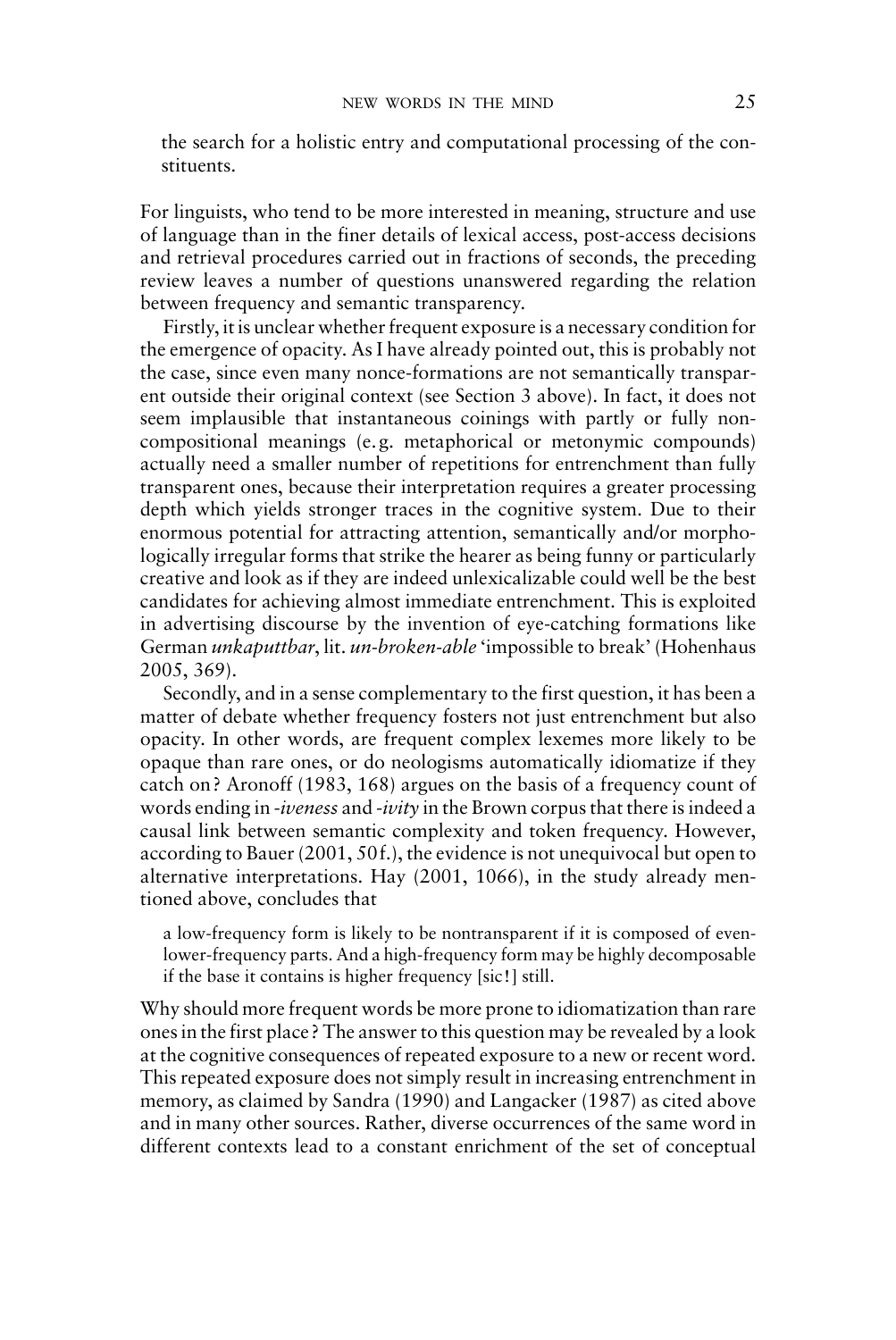the search for a holistic entry and computational processing of the constituents.

For linguists, who tend to be more interested in meaning, structure and use of language than in the finer details of lexical access, post-access decisions and retrieval procedures carried out in fractions of seconds, the preceding review leaves a number of questions unanswered regarding the relation between frequency and semantic transparency.

Firstly, it is unclear whether frequent exposure is a necessary condition for the emergence of opacity. As I have already pointed out, this is probably not the case, since even many nonce-formations are not semantically transparent outside their original context (see Section 3 above). In fact, it does not seem implausible that instantaneous coinings with partly or fully non-compositional meanings (e.g. metaphorical or metonymic compounds) actually need a smaller number of repetitions for entrenchment than fully transparent ones, because their interpretation requires a greater processing depth which yields stronger traces in the cognitive system. Due to their enormous potential for attracting attention, semantically and/or morphologically irregular forms that strike the hearer as being funny or particularly creative and look as if they are indeed unlexicalizable could well be the best candidates for achieving almost immediate entrenchment. This is exploited in advertising discourse by the invention of eye-catching formations like German *unkaputtbar*, lit. *un-broken-able* 'impossible to break' (Hohenhaus 2005, 369).

Secondly, and in a sense complementary to the first question, it has been a matter of debate whether frequency fosters not just entrenchment but also opacity. In other words, are frequent complex lexemes more likely to be opaque than rare ones, or do neologisms automatically idiomatize if they catch on? Aronoff (1983, 168) argues on the basis of a frequency count of words ending in *-iveness* and *-ivity* in the Brown corpus that there is indeed a causal link between semantic complexity and token frequency. However, according to Bauer (2001, 50f.), the evidence is not unequivocal but open to alternative interpretations. Hay (2001, 1066), in the study already mentioned above, concludes that

> a low-frequency form is likely to be nontransparent if it is composed of even-lower-frequency parts. And a high-frequency form may be highly decomposable if the base it contains is higher frequency [sic!] still.

Why should more frequent words be more prone to idiomatization than rare ones in the first place? The answer to this question may be revealed by a look at the cognitive consequences of repeated exposure to a new or recent word. This repeated exposure does not simply result in increasing entrenchment in memory, as claimed by Sandra (1990) and Langacker (1987) as cited above and in many other sources. Rather, diverse occurrences of the same word in different contexts lead to a constant enrichment of the set of conceptual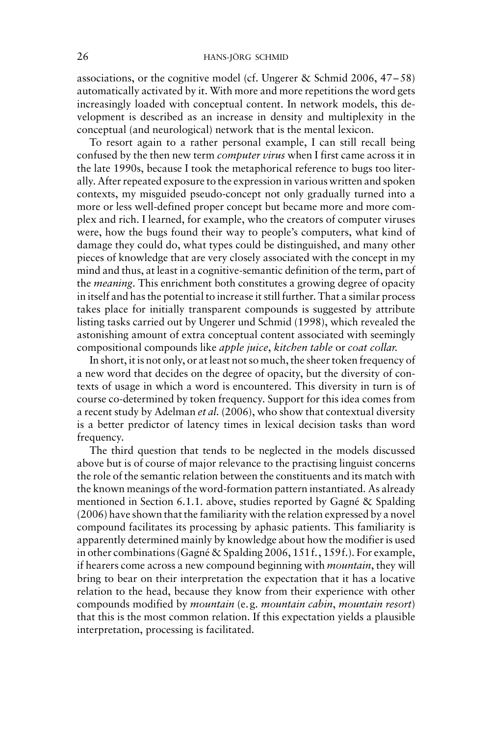associations, or the cognitive model (cf. Ungerer & Schmid 2006, 47–58) automatically activated by it. With more and more repetitions the word gets increasingly loaded with conceptual content. In network models, this development is described as an increase in density and multiplexity in the conceptual (and neurological) network that is the mental lexicon.

To resort again to a rather personal example, I can still recall being confused by the then new term *computer virus* when I first came across it in the late 1990s, because I took the metaphorical reference to bugs too literally. After repeated exposure to the expression in various written and spoken contexts, my misguided pseudo-concept not only gradually turned into a more or less well-defined proper concept but became more and more complex and rich. I learned, for example, who the creators of computer viruses were, how the bugs found their way to people's computers, what kind of damage they could do, what types could be distinguished, and many other pieces of knowledge that are very closely associated with the concept in my mind and thus, at least in a cognitive-semantic definition of the term, part of the *meaning*. This enrichment both constitutes a growing degree of opacity in itself and has the potential to increase it still further. That a similar process takes place for initially transparent compounds is suggested by attribute listing tasks carried out by Ungerer und Schmid (1998), which revealed the astonishing amount of extra conceptual content associated with seemingly compositional compounds like *apple juice*, *kitchen table* or *coat collar*.

In short, it is not only, or at least not so much, the sheer token frequency of a new word that decides on the degree of opacity, but the diversity of contexts of usage in which a word is encountered. This diversity in turn is of course co-determined by token frequency. Support for this idea comes from a recent study by Adelman *et al.* (2006), who show that contextual diversity is a better predictor of latency times in lexical decision tasks than word frequency.

The third question that tends to be neglected in the models discussed above but is of course of major relevance to the practising linguist concerns the role of the semantic relation between the constituents and its match with the known meanings of the word-formation pattern instantiated. As already mentioned in Section 6.1.1. above, studies reported by Gagné & Spalding (2006) have shown that the familiarity with the relation expressed by a novel compound facilitates its processing by aphasic patients. This familiarity is apparently determined mainly by knowledge about how the modifier is used in other combinations (Gagné & Spalding 2006, 151f., 159f.). For example, if hearers come across a new compound beginning with *mountain*, they will bring to bear on their interpretation the expectation that it has a locative relation to the head, because they know from their experience with other compounds modified by *mountain* (e.g. *mountain cabin*, *mountain resort*) that this is the most common relation. If this expectation yields a plausible interpretation, processing is facilitated.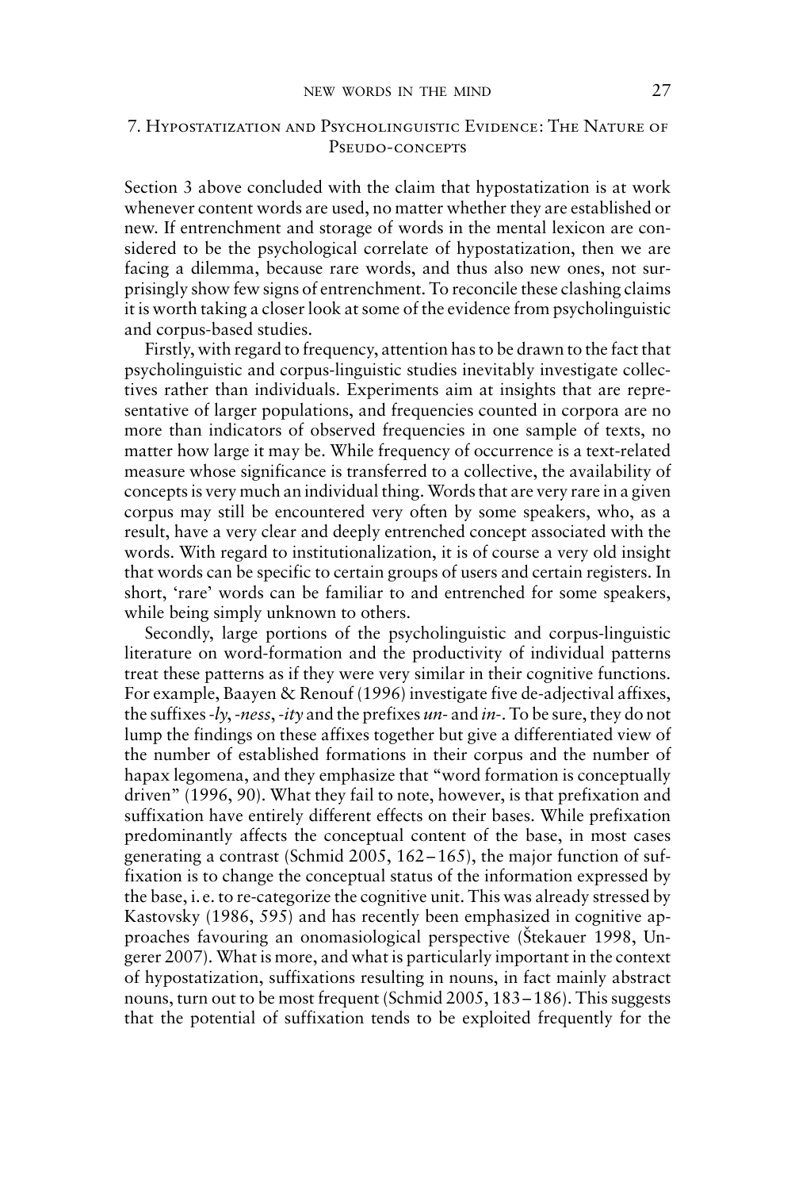## 7. Hypostatization and Psycholinguistic Evidence: The Nature of Pseudo-concepts

Section 3 above concluded with the claim that hypostatization is at work whenever content words are used, no matter whether they are established or new. If entrenchment and storage of words in the mental lexicon are considered to be the psychological correlate of hypostatization, then we are facing a dilemma, because rare words, and thus also new ones, not surprisingly show few signs of entrenchment. To reconcile these clashing claims it is worth taking a closer look at some of the evidence from psycholinguistic and corpus-based studies.

Firstly, with regard to frequency, attention has to be drawn to the fact that psycholinguistic and corpus-linguistic studies inevitably investigate collectives rather than individuals. Experiments aim at insights that are representative of larger populations, and frequencies counted in corpora are no more than indicators of observed frequencies in one sample of texts, no matter how large it may be. While frequency of occurrence is a text-related measure whose significance is transferred to a collective, the availability of concepts is very much an individual thing. Words that are very rare in a given corpus may still be encountered very often by some speakers, who, as a result, have a very clear and deeply entrenched concept associated with the words. With regard to institutionalization, it is of course a very old insight that words can be specific to certain groups of users and certain registers. In short, 'rare' words can be familiar to and entrenched for some speakers, while being simply unknown to others.

Secondly, large portions of the psycholinguistic and corpus-linguistic literature on word-formation and the productivity of individual patterns treat these patterns as if they were very similar in their cognitive functions. For example, Baayen & Renouf (1996) investigate five de-adjectival affixes, the suffixes *-ly*, *-ness*, *-ity* and the prefixes *un-* and *in-*. To be sure, they do not lump the findings on these affixes together but give a differentiated view of the number of established formations in their corpus and the number of hapax legomena, and they emphasize that "word formation is conceptually driven" (1996, 90). What they fail to note, however, is that prefixation and suffixation have entirely different effects on their bases. While prefixation predominantly affects the conceptual content of the base, in most cases generating a contrast (Schmid 2005, 162–165), the major function of suffixation is to change the conceptual status of the information expressed by the base, i. e. to re-categorize the cognitive unit. This was already stressed by Kastovsky (1986, 595) and has recently been emphasized in cognitive approaches favouring an onomasiological perspective (Štekauer 1998, Ungerer 2007). What is more, and what is particularly important in the context of hypostatization, suffixations resulting in nouns, in fact mainly abstract nouns, turn out to be most frequent (Schmid 2005, 183–186). This suggests that the potential of suffixation tends to be exploited frequently for the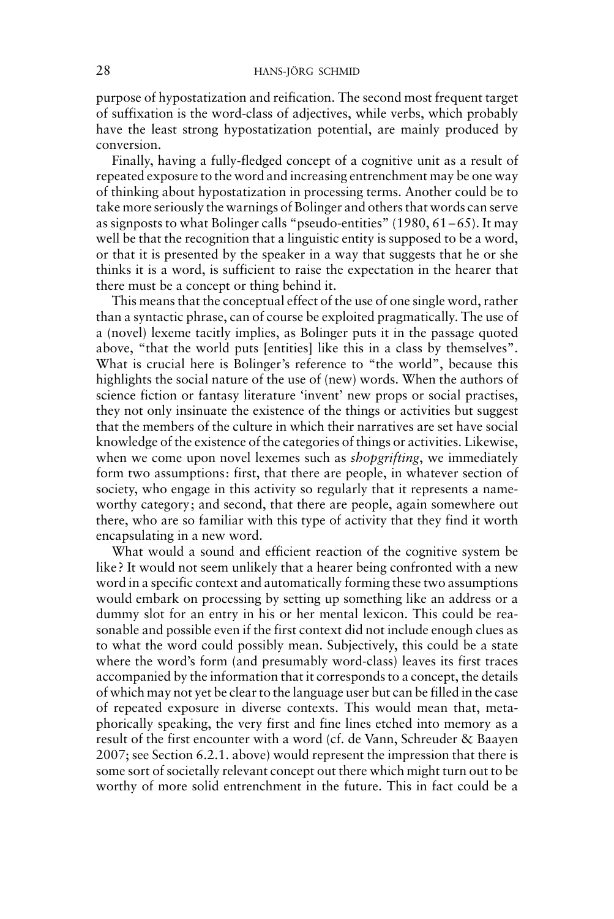purpose of hypostatization and reification. The second most frequent target of suffixation is the word-class of adjectives, while verbs, which probably have the least strong hypostatization potential, are mainly produced by conversion.

Finally, having a fully-fledged concept of a cognitive unit as a result of repeated exposure to the word and increasing entrenchment may be one way of thinking about hypostatization in processing terms. Another could be to take more seriously the warnings of Bolinger and others that words can serve as signposts to what Bolinger calls "pseudo-entities" (1980, 61–65). It may well be that the recognition that a linguistic entity is supposed to be a word, or that it is presented by the speaker in a way that suggests that he or she thinks it is a word, is sufficient to raise the expectation in the hearer that there must be a concept or thing behind it.

This means that the conceptual effect of the use of one single word, rather than a syntactic phrase, can of course be exploited pragmatically. The use of a (novel) lexeme tacitly implies, as Bolinger puts it in the passage quoted above, "that the world puts [entities] like this in a class by themselves". What is crucial here is Bolinger's reference to "the world", because this highlights the social nature of the use of (new) words. When the authors of science fiction or fantasy literature 'invent' new props or social practises, they not only insinuate the existence of the things or activities but suggest that the members of the culture in which their narratives are set have social knowledge of the existence of the categories of things or activities. Likewise, when we come upon novel lexemes such as *shopgrifting*, we immediately form two assumptions: first, that there are people, in whatever section of society, who engage in this activity so regularly that it represents a name-worthy category; and second, that there are people, again somewhere out there, who are so familiar with this type of activity that they find it worth encapsulating in a new word.

What would a sound and efficient reaction of the cognitive system be like? It would not seem unlikely that a hearer being confronted with a new word in a specific context and automatically forming these two assumptions would embark on processing by setting up something like an address or a dummy slot for an entry in his or her mental lexicon. This could be reasonable and possible even if the first context did not include enough clues as to what the word could possibly mean. Subjectively, this could be a state where the word's form (and presumably word-class) leaves its first traces accompanied by the information that it corresponds to a concept, the details of which may not yet be clear to the language user but can be filled in the case of repeated exposure in diverse contexts. This would mean that, metaphorically speaking, the very first and fine lines etched into memory as a result of the first encounter with a word (cf. de Vann, Schreuder & Baayen 2007; see Section 6.2.1. above) would represent the impression that there is some sort of societally relevant concept out there which might turn out to be worthy of more solid entrenchment in the future. This in fact could be a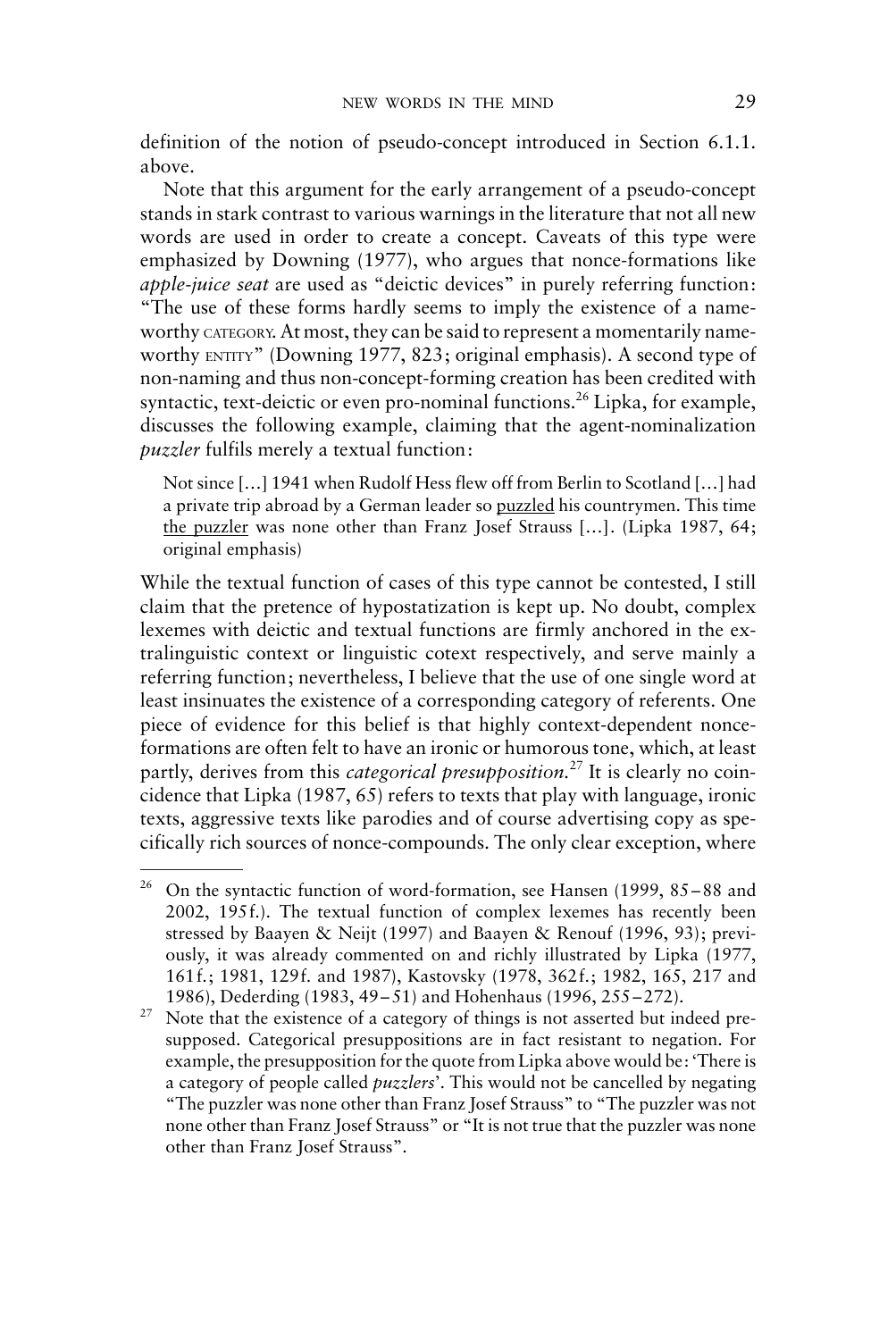definition of the notion of pseudo-concept introduced in Section 6.1.1. above.

Note that this argument for the early arrangement of a pseudo-concept stands in stark contrast to various warnings in the literature that not all new words are used in order to create a concept. Caveats of this type were emphasized by Downing (1977), who argues that nonce-formations like *apple-juice seat* are used as "deictic devices" in purely referring function: "The use of these forms hardly seems to imply the existence of a name-worthy CATEGORY. At most, they can be said to represent a momentarily name-worthy ENTITY" (Downing 1977, 823; original emphasis). A second type of non-naming and thus non-concept-forming creation has been credited with syntactic, text-deictic or even pro-nominal functions.[26] Lipka, for example, discusses the following example, claiming that the agent-nominalization *puzzler* fulfils merely a textual function:

> Not since […] 1941 when Rudolf Hess flew off from Berlin to Scotland […] had a private trip abroad by a German leader so <u>puzzled</u> his countrymen. This time <u>the puzzler</u> was none other than Franz Josef Strauss […]. (Lipka 1987, 64; original emphasis)

While the textual function of cases of this type cannot be contested, I still claim that the pretence of hypostatization is kept up. No doubt, complex lexemes with deictic and textual functions are firmly anchored in the extralinguistic context or linguistic cotext respectively, and serve mainly a referring function; nevertheless, I believe that the use of one single word at least insinuates the existence of a corresponding category of referents. One piece of evidence for this belief is that highly context-dependent nonce-formations are often felt to have an ironic or humorous tone, which, at least partly, derives from this *categorical presupposition*.[27] It is clearly no coincidence that Lipka (1987, 65) refers to texts that play with language, ironic texts, aggressive texts like parodies and of course advertising copy as specifically rich sources of nonce-compounds. The only clear exception, where

---

[26] On the syntactic function of word-formation, see Hansen (1999, 85–88 and 2002, 195f.). The textual function of complex lexemes has recently been stressed by Baayen & Neijt (1997) and Baayen & Renouf (1996, 93); previously, it was already commented on and richly illustrated by Lipka (1977, 161f.; 1981, 129f. and 1987), Kastovsky (1978, 362f.; 1982, 165, 217 and 1986), Dederding (1983, 49–51) and Hohenhaus (1996, 255–272).

[27] Note that the existence of a category of things is not asserted but indeed presupposed. Categorical presuppositions are in fact resistant to negation. For example, the presupposition for the quote from Lipka above would be: 'There is a category of people called *puzzlers*'. This would not be cancelled by negating "The puzzler was none other than Franz Josef Strauss" to "The puzzler was not none other than Franz Josef Strauss" or "It is not true that the puzzler was none other than Franz Josef Strauss".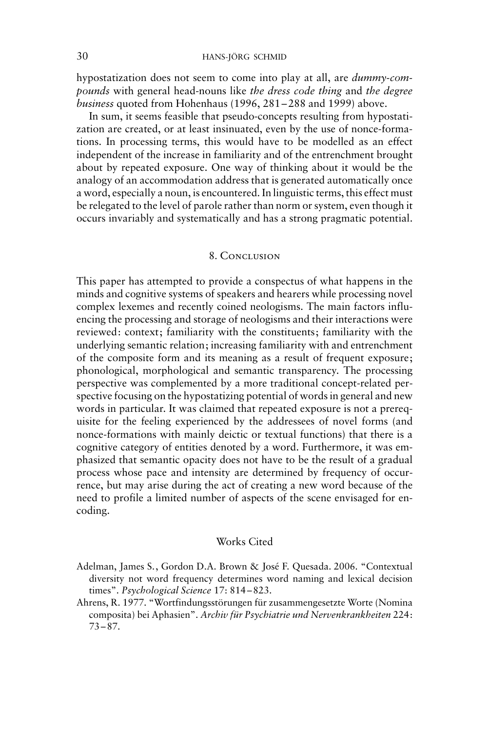hypostatization does not seem to come into play at all, are *dummy-compounds* with general head-nouns like *the dress code thing* and *the degree business* quoted from Hohenhaus (1996, 281–288 and 1999) above.

In sum, it seems feasible that pseudo-concepts resulting from hypostatization are created, or at least insinuated, even by the use of nonce-formations. In processing terms, this would have to be modelled as an effect independent of the increase in familiarity and of the entrenchment brought about by repeated exposure. One way of thinking about it would be the analogy of an accommodation address that is generated automatically once a word, especially a noun, is encountered. In linguistic terms, this effect must be relegated to the level of parole rather than norm or system, even though it occurs invariably and systematically and has a strong pragmatic potential.

## 8. Conclusion

This paper has attempted to provide a conspectus of what happens in the minds and cognitive systems of speakers and hearers while processing novel complex lexemes and recently coined neologisms. The main factors influencing the processing and storage of neologisms and their interactions were reviewed: context; familiarity with the constituents; familiarity with the underlying semantic relation; increasing familiarity with and entrenchment of the composite form and its meaning as a result of frequent exposure; phonological, morphological and semantic transparency. The processing perspective was complemented by a more traditional concept-related perspective focusing on the hypostatizing potential of words in general and new words in particular. It was claimed that repeated exposure is not a prerequisite for the feeling experienced by the addressees of novel forms (and nonce-formations with mainly deictic or textual functions) that there is a cognitive category of entities denoted by a word. Furthermore, it was emphasized that semantic opacity does not have to be the result of a gradual process whose pace and intensity are determined by frequency of occurrence, but may arise during the act of creating a new word because of the need to profile a limited number of aspects of the scene envisaged for encoding.

## Works Cited

Adelman, James S., Gordon D.A. Brown & José F. Quesada. 2006. "Contextual diversity not word frequency determines word naming and lexical decision times". *Psychological Science* 17: 814–823.

Ahrens, R. 1977. "Wortfindungsstörungen für zusammengesetzte Worte (Nomina composita) bei Aphasien". *Archiv für Psychiatrie und Nervenkrankheiten* 224: 73–87.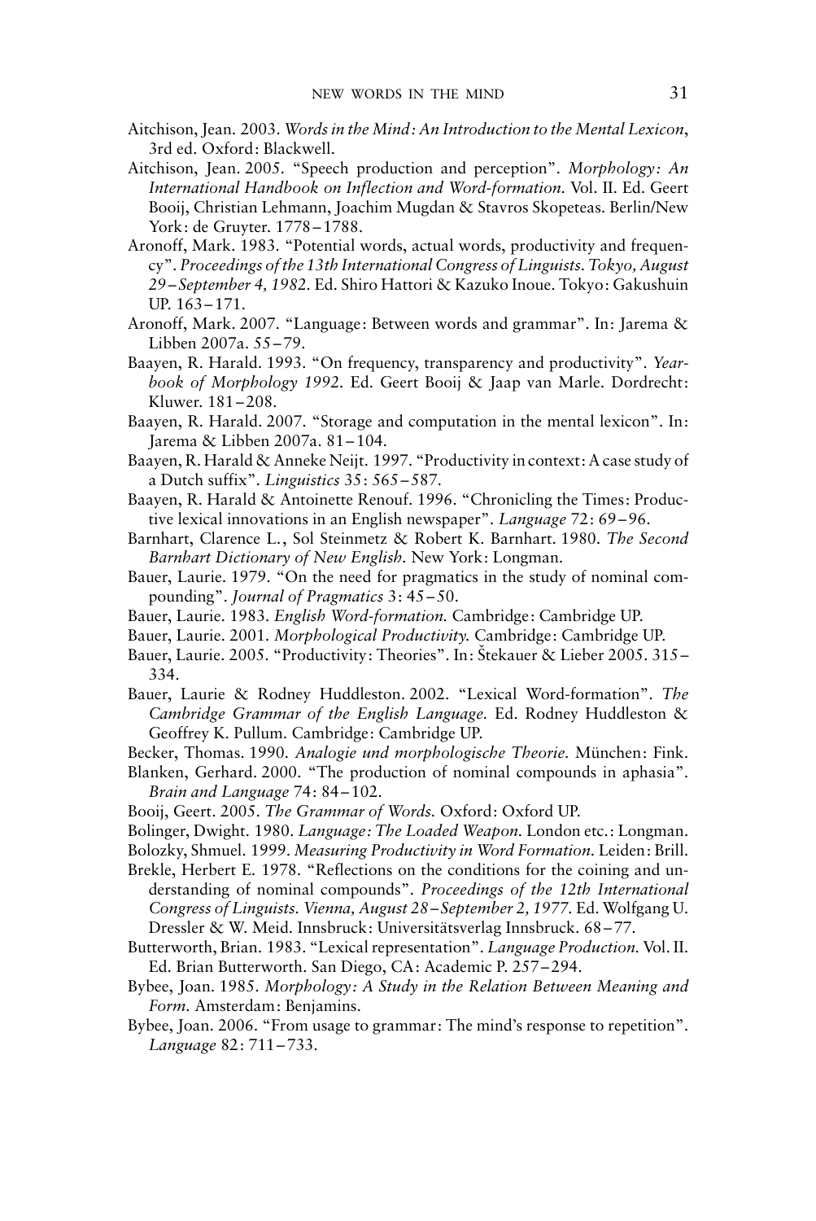Aitchison, Jean. 2003. *Words in the Mind: An Introduction to the Mental Lexicon*, 3rd ed. Oxford: Blackwell.

Aitchison, Jean. 2005. "Speech production and perception". *Morphology: An International Handbook on Inflection and Word-formation.* Vol. II. Ed. Geert Booij, Christian Lehmann, Joachim Mugdan & Stavros Skopeteas. Berlin/New York: de Gruyter. 1778–1788.

Aronoff, Mark. 1983. "Potential words, actual words, productivity and frequency". *Proceedings of the 13th International Congress of Linguists. Tokyo, August 29–September 4, 1982.* Ed. Shiro Hattori & Kazuko Inoue. Tokyo: Gakushuin UP. 163–171.

Aronoff, Mark. 2007. "Language: Between words and grammar". In: Jarema & Libben 2007a. 55–79.

Baayen, R. Harald. 1993. "On frequency, transparency and productivity". *Yearbook of Morphology 1992.* Ed. Geert Booij & Jaap van Marle. Dordrecht: Kluwer. 181–208.

Baayen, R. Harald. 2007. "Storage and computation in the mental lexicon". In: Jarema & Libben 2007a. 81–104.

Baayen, R. Harald & Anneke Neijt. 1997. "Productivity in context: A case study of a Dutch suffix". *Linguistics* 35: 565–587.

Baayen, R. Harald & Antoinette Renouf. 1996. "Chronicling the Times: Productive lexical innovations in an English newspaper". *Language* 72: 69–96.

Barnhart, Clarence L., Sol Steinmetz & Robert K. Barnhart. 1980. *The Second Barnhart Dictionary of New English.* New York: Longman.

Bauer, Laurie. 1979. "On the need for pragmatics in the study of nominal compounding". *Journal of Pragmatics* 3: 45–50.

Bauer, Laurie. 1983. *English Word-formation.* Cambridge: Cambridge UP.

Bauer, Laurie. 2001. *Morphological Productivity.* Cambridge: Cambridge UP.

Bauer, Laurie. 2005. "Productivity: Theories". In: Štekauer & Lieber 2005. 315–334.

Bauer, Laurie & Rodney Huddleston. 2002. "Lexical Word-formation". *The Cambridge Grammar of the English Language.* Ed. Rodney Huddleston & Geoffrey K. Pullum. Cambridge: Cambridge UP.

Becker, Thomas. 1990. *Analogie und morphologische Theorie.* München: Fink.

Blanken, Gerhard. 2000. "The production of nominal compounds in aphasia". *Brain and Language* 74: 84–102.

Booij, Geert. 2005. *The Grammar of Words.* Oxford: Oxford UP.

Bolinger, Dwight. 1980. *Language: The Loaded Weapon.* London etc.: Longman.

Bolozky, Shmuel. 1999. *Measuring Productivity in Word Formation.* Leiden: Brill.

Brekle, Herbert E. 1978. "Reflections on the conditions for the coining and understanding of nominal compounds". *Proceedings of the 12th International Congress of Linguists. Vienna, August 28–September 2, 1977.* Ed. Wolfgang U. Dressler & W. Meid. Innsbruck: Universitätsverlag Innsbruck. 68–77.

Butterworth, Brian. 1983. "Lexical representation". *Language Production.* Vol. II. Ed. Brian Butterworth. San Diego, CA: Academic P. 257–294.

Bybee, Joan. 1985. *Morphology: A Study in the Relation Between Meaning and Form.* Amsterdam: Benjamins.

Bybee, Joan. 2006. "From usage to grammar: The mind's response to repetition". *Language* 82: 711–733.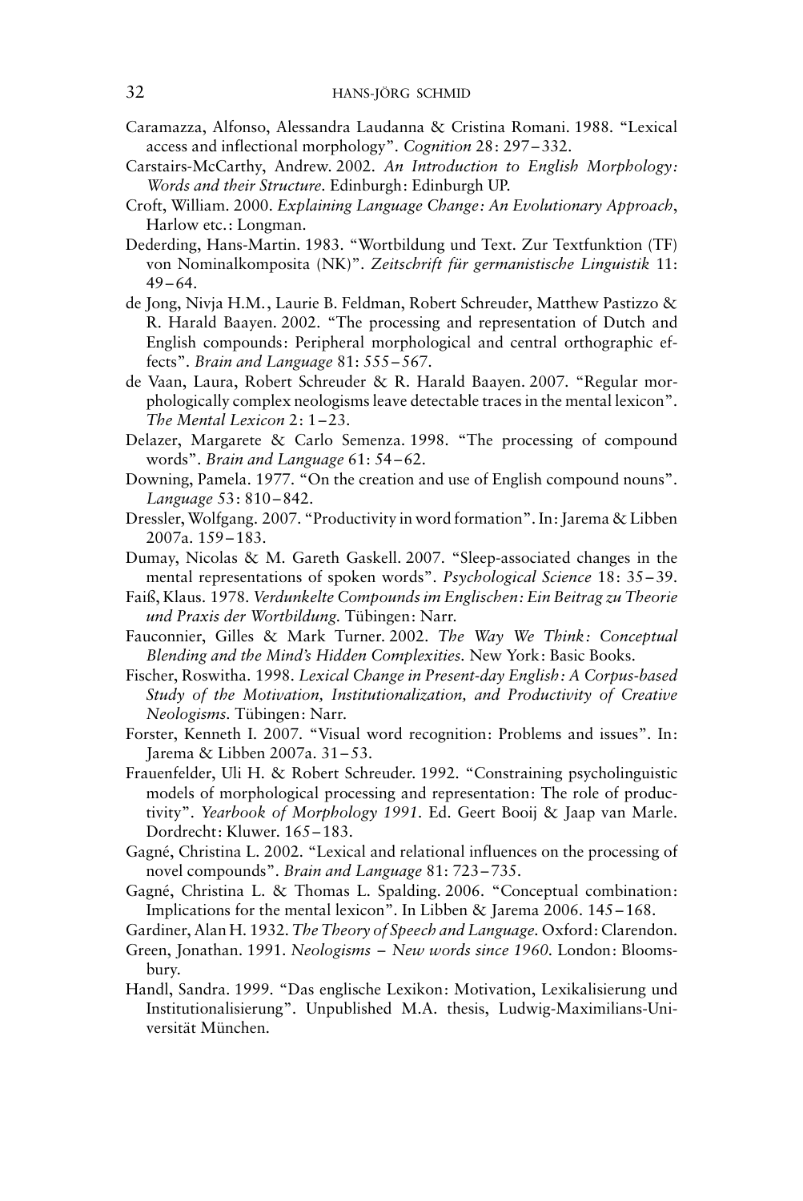Caramazza, Alfonso, Alessandra Laudanna & Cristina Romani. 1988. "Lexical access and inflectional morphology". *Cognition* 28: 297–332.

Carstairs-McCarthy, Andrew. 2002. *An Introduction to English Morphology: Words and their Structure*. Edinburgh: Edinburgh UP.

Croft, William. 2000. *Explaining Language Change: An Evolutionary Approach*, Harlow etc.: Longman.

Dederding, Hans-Martin. 1983. "Wortbildung und Text. Zur Textfunktion (TF) von Nominalkomposita (NK)". *Zeitschrift für germanistische Linguistik* 11: 49–64.

de Jong, Nivja H.M., Laurie B. Feldman, Robert Schreuder, Matthew Pastizzo & R. Harald Baayen. 2002. "The processing and representation of Dutch and English compounds: Peripheral morphological and central orthographic effects". *Brain and Language* 81: 555–567.

de Vaan, Laura, Robert Schreuder & R. Harald Baayen. 2007. "Regular morphologically complex neologisms leave detectable traces in the mental lexicon". *The Mental Lexicon* 2: 1–23.

Delazer, Margarete & Carlo Semenza. 1998. "The processing of compound words". *Brain and Language* 61: 54–62.

Downing, Pamela. 1977. "On the creation and use of English compound nouns". *Language* 53: 810–842.

Dressler, Wolfgang. 2007. "Productivity in word formation". In: Jarema & Libben 2007a. 159–183.

Dumay, Nicolas & M. Gareth Gaskell. 2007. "Sleep-associated changes in the mental representations of spoken words". *Psychological Science* 18: 35–39.

Faiß, Klaus. 1978. *Verdunkelte Compounds im Englischen: Ein Beitrag zu Theorie und Praxis der Wortbildung*. Tübingen: Narr.

Fauconnier, Gilles & Mark Turner. 2002. *The Way We Think: Conceptual Blending and the Mind's Hidden Complexities*. New York: Basic Books.

Fischer, Roswitha. 1998. *Lexical Change in Present-day English: A Corpus-based Study of the Motivation, Institutionalization, and Productivity of Creative Neologisms*. Tübingen: Narr.

Forster, Kenneth I. 2007. "Visual word recognition: Problems and issues". In: Jarema & Libben 2007a. 31–53.

Frauenfelder, Uli H. & Robert Schreuder. 1992. "Constraining psycholinguistic models of morphological processing and representation: The role of productivity". *Yearbook of Morphology 1991*. Ed. Geert Booij & Jaap van Marle. Dordrecht: Kluwer. 165–183.

Gagné, Christina L. 2002. "Lexical and relational influences on the processing of novel compounds". *Brain and Language* 81: 723–735.

Gagné, Christina L. & Thomas L. Spalding. 2006. "Conceptual combination: Implications for the mental lexicon". In Libben & Jarema 2006. 145–168.

Gardiner, Alan H. 1932. *The Theory of Speech and Language*. Oxford: Clarendon.

Green, Jonathan. 1991. *Neologisms – New words since 1960*. London: Bloomsbury.

Handl, Sandra. 1999. "Das englische Lexikon: Motivation, Lexikalisierung und Institutionalisierung". Unpublished M.A. thesis, Ludwig-Maximilians-Universität München.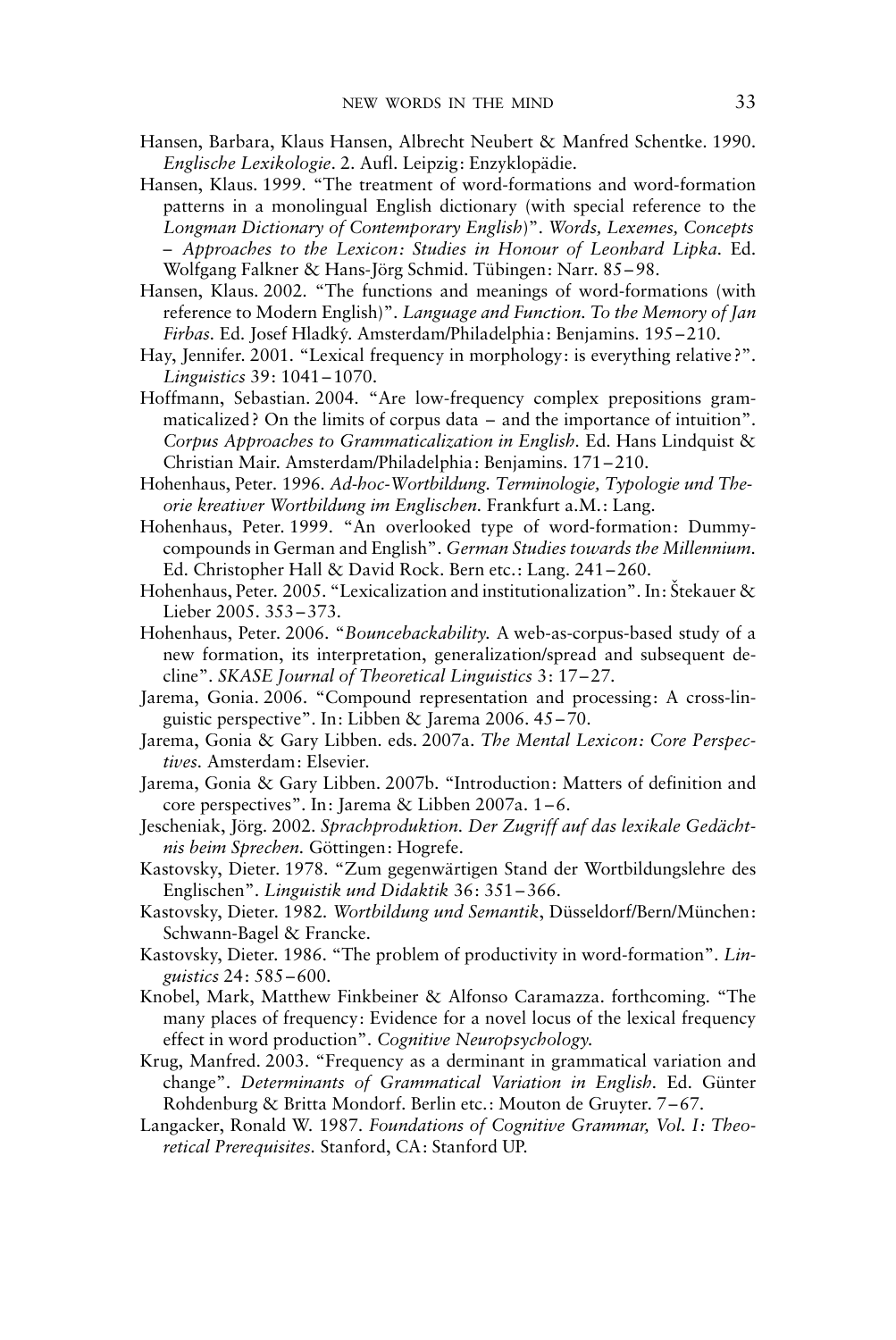Hansen, Barbara, Klaus Hansen, Albrecht Neubert & Manfred Schentke. 1990. *Englische Lexikologie*. 2. Aufl. Leipzig: Enzyklopädie.

Hansen, Klaus. 1999. "The treatment of word-formations and word-formation patterns in a monolingual English dictionary (with special reference to the *Longman Dictionary of Contemporary English*)". *Words, Lexemes, Concepts – Approaches to the Lexicon: Studies in Honour of Leonhard Lipka*. Ed. Wolfgang Falkner & Hans-Jörg Schmid. Tübingen: Narr. 85–98.

Hansen, Klaus. 2002. "The functions and meanings of word-formations (with reference to Modern English)". *Language and Function. To the Memory of Jan Firbas*. Ed. Josef Hladký. Amsterdam/Philadelphia: Benjamins. 195–210.

Hay, Jennifer. 2001. "Lexical frequency in morphology: is everything relative?". *Linguistics* 39: 1041–1070.

Hoffmann, Sebastian. 2004. "Are low-frequency complex prepositions grammaticalized? On the limits of corpus data – and the importance of intuition". *Corpus Approaches to Grammaticalization in English*. Ed. Hans Lindquist & Christian Mair. Amsterdam/Philadelphia: Benjamins. 171–210.

Hohenhaus, Peter. 1996. *Ad-hoc-Wortbildung. Terminologie, Typologie und Theorie kreativer Wortbildung im Englischen*. Frankfurt a.M.: Lang.

Hohenhaus, Peter. 1999. "An overlooked type of word-formation: Dummy-compounds in German and English". *German Studies towards the Millennium*. Ed. Christopher Hall & David Rock. Bern etc.: Lang. 241–260.

Hohenhaus, Peter. 2005. "Lexicalization and institutionalization". In: Štekauer & Lieber 2005. 353–373.

Hohenhaus, Peter. 2006. "*Bouncebackability*. A web-as-corpus-based study of a new formation, its interpretation, generalization/spread and subsequent decline". *SKASE Journal of Theoretical Linguistics* 3: 17–27.

Jarema, Gonia. 2006. "Compound representation and processing: A cross-linguistic perspective". In: Libben & Jarema 2006. 45–70.

Jarema, Gonia & Gary Libben. eds. 2007a. *The Mental Lexicon: Core Perspectives*. Amsterdam: Elsevier.

Jarema, Gonia & Gary Libben. 2007b. "Introduction: Matters of definition and core perspectives". In: Jarema & Libben 2007a. 1–6.

Jescheniak, Jörg. 2002. *Sprachproduktion. Der Zugriff auf das lexikale Gedächtnis beim Sprechen*. Göttingen: Hogrefe.

Kastovsky, Dieter. 1978. "Zum gegenwärtigen Stand der Wortbildungslehre des Englischen". *Linguistik und Didaktik* 36: 351–366.

Kastovsky, Dieter. 1982. *Wortbildung und Semantik*, Düsseldorf/Bern/München: Schwann-Bagel & Francke.

Kastovsky, Dieter. 1986. "The problem of productivity in word-formation". *Linguistics* 24: 585–600.

Knobel, Mark, Matthew Finkbeiner & Alfonso Caramazza. forthcoming. "The many places of frequency: Evidence for a novel locus of the lexical frequency effect in word production". *Cognitive Neuropsychology*.

Krug, Manfred. 2003. "Frequency as a derminant in grammatical variation and change". *Determinants of Grammatical Variation in English*. Ed. Günter Rohdenburg & Britta Mondorf. Berlin etc.: Mouton de Gruyter. 7–67.

Langacker, Ronald W. 1987. *Foundations of Cognitive Grammar, Vol. I: Theoretical Prerequisites*. Stanford, CA: Stanford UP.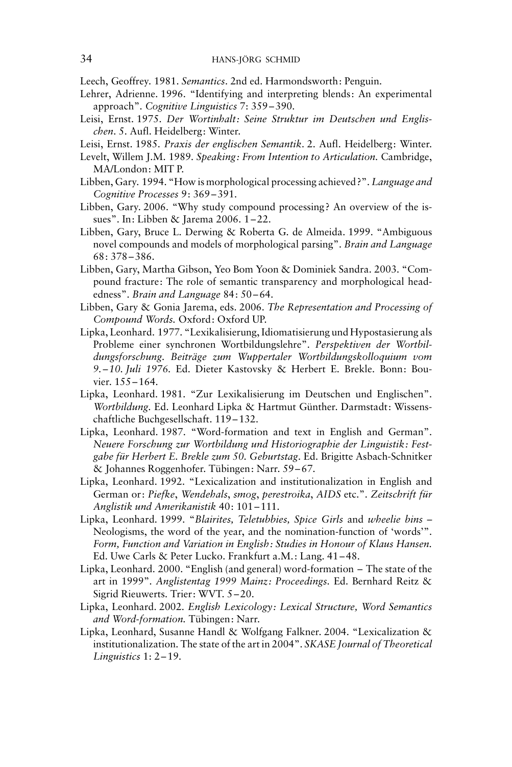Leech, Geoffrey. 1981. *Semantics*. 2nd ed. Harmondsworth: Penguin.

Lehrer, Adrienne. 1996. "Identifying and interpreting blends: An experimental approach". *Cognitive Linguistics* 7: 359–390.

Leisi, Ernst. 1975. *Der Wortinhalt: Seine Struktur im Deutschen und Englischen*. 5. Aufl. Heidelberg: Winter.

Leisi, Ernst. 1985. *Praxis der englischen Semantik*. 2. Aufl. Heidelberg: Winter.

Levelt, Willem J.M. 1989. *Speaking: From Intention to Articulation.* Cambridge, MA/London: MIT P.

Libben, Gary. 1994. "How is morphological processing achieved?". *Language and Cognitive Processes* 9: 369–391.

Libben, Gary. 2006. "Why study compound processing? An overview of the issues". In: Libben & Jarema 2006. 1–22.

Libben, Gary, Bruce L. Derwing & Roberta G. de Almeida. 1999. "Ambiguous novel compounds and models of morphological parsing". *Brain and Language* 68: 378–386.

Libben, Gary, Martha Gibson, Yeo Bom Yoon & Dominiek Sandra. 2003. "Compound fracture: The role of semantic transparency and morphological headedness". *Brain and Language* 84: 50–64.

Libben, Gary & Gonia Jarema, eds. 2006. *The Representation and Processing of Compound Words.* Oxford: Oxford UP.

Lipka, Leonhard. 1977. "Lexikalisierung, Idiomatisierung und Hypostasierung als Probleme einer synchronen Wortbildungslehre". *Perspektiven der Wortbildungsforschung. Beiträge zum Wuppertaler Wortbildungskolloquium vom 9.–10. Juli 1976.* Ed. Dieter Kastovsky & Herbert E. Brekle. Bonn: Bouvier. 155–164.

Lipka, Leonhard. 1981. "Zur Lexikalisierung im Deutschen und Englischen". *Wortbildung.* Ed. Leonhard Lipka & Hartmut Günther. Darmstadt: Wissenschaftliche Buchgesellschaft. 119–132.

Lipka, Leonhard. 1987. "Word-formation and text in English and German". *Neuere Forschung zur Wortbildung und Historiographie der Linguistik: Festgabe für Herbert E. Brekle zum 50. Geburtstag*. Ed. Brigitte Asbach-Schnitker & Johannes Roggenhofer. Tübingen: Narr. 59–67.

Lipka, Leonhard. 1992. "Lexicalization and institutionalization in English and German or: *Piefke*, *Wendehals*, *smog*, *perestroika*, *AIDS* etc.". *Zeitschrift für Anglistik und Amerikanistik* 40: 101–111.

Lipka, Leonhard. 1999. "*Blairites, Teletubbies, Spice Girls* and *wheelie bins* – Neologisms, the word of the year, and the nomination-function of 'words'". *Form, Function and Variation in English: Studies in Honour of Klaus Hansen.* Ed. Uwe Carls & Peter Lucko. Frankfurt a.M.: Lang. 41–48.

Lipka, Leonhard. 2000. "English (and general) word-formation – The state of the art in 1999". *Anglistentag 1999 Mainz: Proceedings.* Ed. Bernhard Reitz & Sigrid Rieuwerts. Trier: WVT. 5–20.

Lipka, Leonhard. 2002. *English Lexicology: Lexical Structure, Word Semantics and Word-formation.* Tübingen: Narr.

Lipka, Leonhard, Susanne Handl & Wolfgang Falkner. 2004. "Lexicalization & institutionalization. The state of the art in 2004". *SKASE Journal of Theoretical Linguistics* 1: 2–19.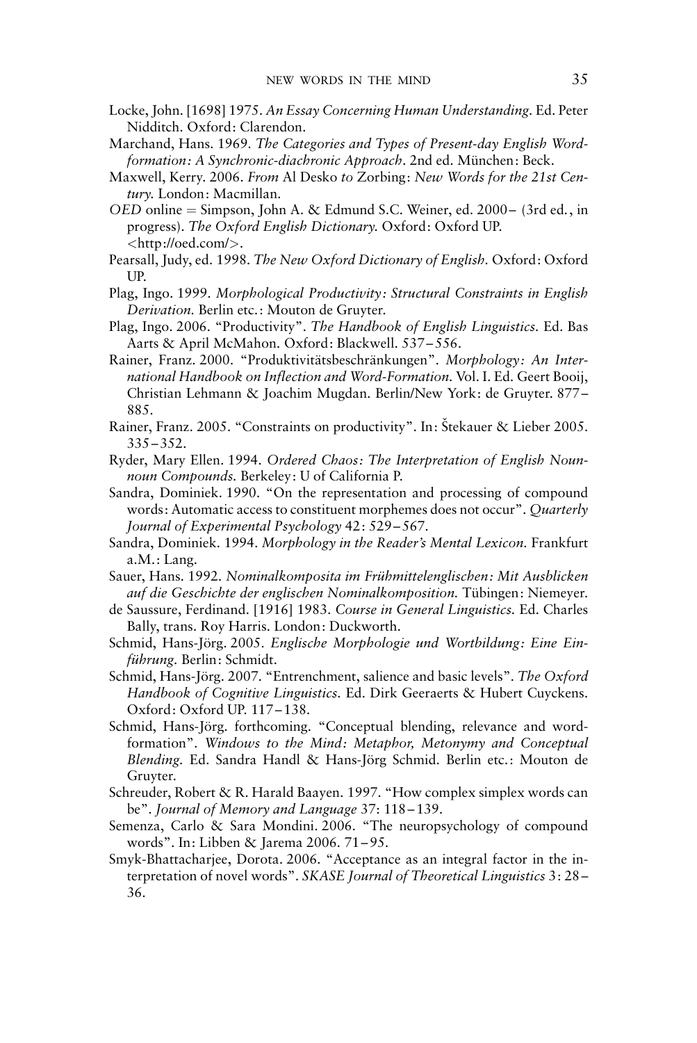Locke, John. [1698] 1975. *An Essay Concerning Human Understanding*. Ed. Peter Nidditch. Oxford: Clarendon.

Marchand, Hans. 1969. *The Categories and Types of Present-day English Word-formation: A Synchronic-diachronic Approach*. 2nd ed. München: Beck.

Maxwell, Kerry. 2006. *From* Al Desko *to* Zorbing: *New Words for the 21st Century*. London: Macmillan.

*OED* online = Simpson, John A. & Edmund S.C. Weiner, ed. 2000– (3rd ed., in progress). *The Oxford English Dictionary*. Oxford: Oxford UP. <http://oed.com/>.

Pearsall, Judy, ed. 1998. *The New Oxford Dictionary of English*. Oxford: Oxford UP.

Plag, Ingo. 1999. *Morphological Productivity: Structural Constraints in English Derivation*. Berlin etc.: Mouton de Gruyter.

Plag, Ingo. 2006. "Productivity". *The Handbook of English Linguistics*. Ed. Bas Aarts & April McMahon. Oxford: Blackwell. 537–556.

Rainer, Franz. 2000. "Produktivitätsbeschränkungen". *Morphology: An International Handbook on Inflection and Word-Formation*. Vol. I. Ed. Geert Booij, Christian Lehmann & Joachim Mugdan. Berlin/New York: de Gruyter. 877–885.

Rainer, Franz. 2005. "Constraints on productivity". In: Štekauer & Lieber 2005. 335–352.

Ryder, Mary Ellen. 1994. *Ordered Chaos: The Interpretation of English Noun-noun Compounds*. Berkeley: U of California P.

Sandra, Dominiek. 1990. "On the representation and processing of compound words: Automatic access to constituent morphemes does not occur". *Quarterly Journal of Experimental Psychology* 42: 529–567.

Sandra, Dominiek. 1994. *Morphology in the Reader's Mental Lexicon*. Frankfurt a.M.: Lang.

Sauer, Hans. 1992. *Nominalkomposita im Frühmittelenglischen: Mit Ausblicken auf die Geschichte der englischen Nominalkomposition*. Tübingen: Niemeyer.

de Saussure, Ferdinand. [1916] 1983. *Course in General Linguistics*. Ed. Charles Bally, trans. Roy Harris. London: Duckworth.

Schmid, Hans-Jörg. 2005. *Englische Morphologie und Wortbildung: Eine Einführung*. Berlin: Schmidt.

Schmid, Hans-Jörg. 2007. "Entrenchment, salience and basic levels". *The Oxford Handbook of Cognitive Linguistics*. Ed. Dirk Geeraerts & Hubert Cuyckens. Oxford: Oxford UP. 117–138.

Schmid, Hans-Jörg. forthcoming. "Conceptual blending, relevance and word-formation". *Windows to the Mind: Metaphor, Metonymy and Conceptual Blending*. Ed. Sandra Handl & Hans-Jörg Schmid. Berlin etc.: Mouton de Gruyter.

Schreuder, Robert & R. Harald Baayen. 1997. "How complex simplex words can be". *Journal of Memory and Language* 37: 118–139.

Semenza, Carlo & Sara Mondini. 2006. "The neuropsychology of compound words". In: Libben & Jarema 2006. 71–95.

Smyk-Bhattacharjee, Dorota. 2006. "Acceptance as an integral factor in the interpretation of novel words". *SKASE Journal of Theoretical Linguistics* 3: 28–36.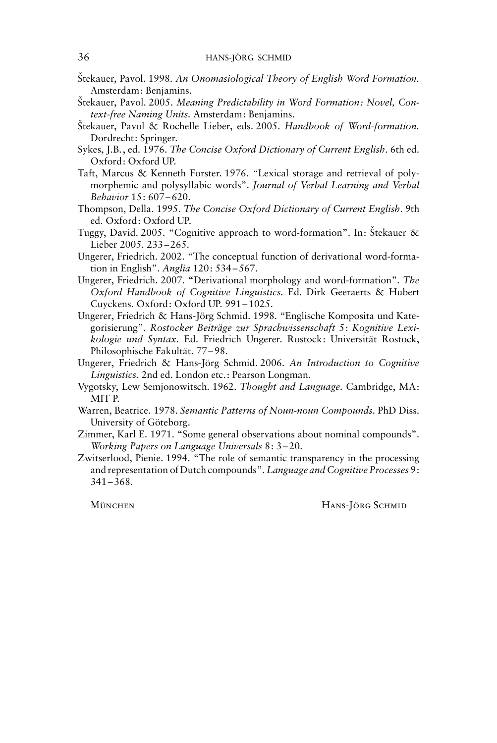Štekauer, Pavol. 1998. *An Onomasiological Theory of English Word Formation.* Amsterdam: Benjamins.

Štekauer, Pavol. 2005. *Meaning Predictability in Word Formation: Novel, Context-free Naming Units.* Amsterdam: Benjamins.

Štekauer, Pavol & Rochelle Lieber, eds. 2005. *Handbook of Word-formation.* Dordrecht: Springer.

Sykes, J.B., ed. 1976. *The Concise Oxford Dictionary of Current English.* 6th ed. Oxford: Oxford UP.

Taft, Marcus & Kenneth Forster. 1976. "Lexical storage and retrieval of polymorphemic and polysyllabic words". *Journal of Verbal Learning and Verbal Behavior* 15: 607–620.

Thompson, Della. 1995. *The Concise Oxford Dictionary of Current English.* 9th ed. Oxford: Oxford UP.

Tuggy, David. 2005. "Cognitive approach to word-formation". In: Štekauer & Lieber 2005. 233–265.

Ungerer, Friedrich. 2002. "The conceptual function of derivational word-formation in English". *Anglia* 120: 534–567.

Ungerer, Friedrich. 2007. "Derivational morphology and word-formation". *The Oxford Handbook of Cognitive Linguistics.* Ed. Dirk Geeraerts & Hubert Cuyckens. Oxford: Oxford UP. 991–1025.

Ungerer, Friedrich & Hans-Jörg Schmid. 1998. "Englische Komposita und Kategorisierung". *Rostocker Beiträge zur Sprachwissenschaft* 5: *Kognitive Lexikologie und Syntax.* Ed. Friedrich Ungerer. Rostock: Universität Rostock, Philosophische Fakultät. 77–98.

Ungerer, Friedrich & Hans-Jörg Schmid. 2006. *An Introduction to Cognitive Linguistics.* 2nd ed. London etc.: Pearson Longman.

Vygotsky, Lew Semjonowitsch. 1962. *Thought and Language.* Cambridge, MA: MIT P.

Warren, Beatrice. 1978. *Semantic Patterns of Noun-noun Compounds.* PhD Diss. University of Göteborg.

Zimmer, Karl E. 1971. "Some general observations about nominal compounds". *Working Papers on Language Universals* 8: 3–20.

Zwitserlood, Pienie. 1994. "The role of semantic transparency in the processing and representation of Dutch compounds". *Language and Cognitive Processes* 9: 341–368.

München — Hans-Jörg Schmid